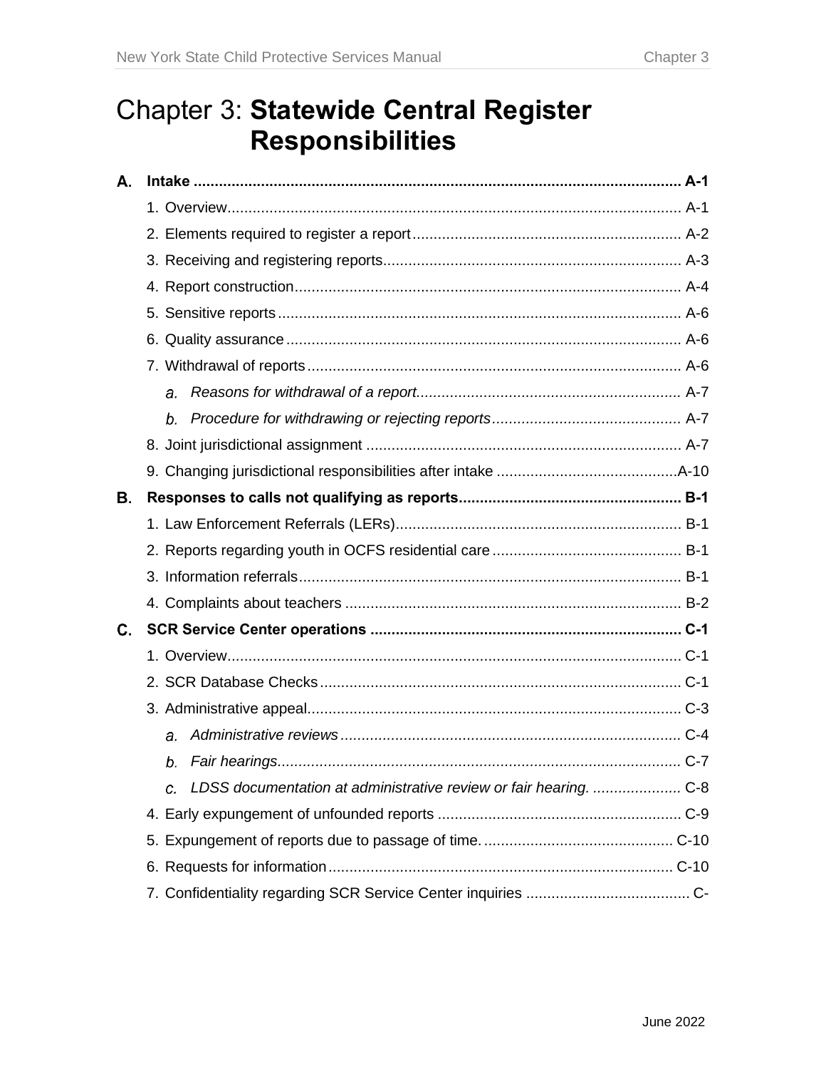# Chapter 3: **Statewide Central Register Responsibilities**

**A. Intake** .......... **A-1**

1. Overview .......... A-1
2. Elements required to register a report .......... A-2
3. Receiving and registering reports .......... A-3
4. Report construction .......... A-4
5. Sensitive reports .......... A-6
6. Quality assurance .......... A-6
7. Withdrawal of reports .......... A-6
   - a. *Reasons for withdrawal of a report.* .......... A-7
   - b. *Procedure for withdrawing or rejecting reports* .......... A-7
8. Joint jurisdictional assignment .......... A-7
9. Changing jurisdictional responsibilities after intake .......... A-10

**B. Responses to calls not qualifying as reports** .......... **B-1**

1. Law Enforcement Referrals (LERs) .......... B-1
2. Reports regarding youth in OCFS residential care .......... B-1
3. Information referrals .......... B-1
4. Complaints about teachers .......... B-2

**C. SCR Service Center operations** .......... **C-1**

1. Overview .......... C-1
2. SCR Database Checks .......... C-1
3. Administrative appeal .......... C-3
   - a. *Administrative reviews* .......... C-4
   - b. *Fair hearings* .......... C-7
   - c. *LDSS documentation at administrative review or fair hearing.* .......... C-8
4. Early expungement of unfounded reports .......... C-9
5. Expungement of reports due to passage of time. .......... C-10
6. Requests for information .......... C-10
7. Confidentiality regarding SCR Service Center inquiries .......... C-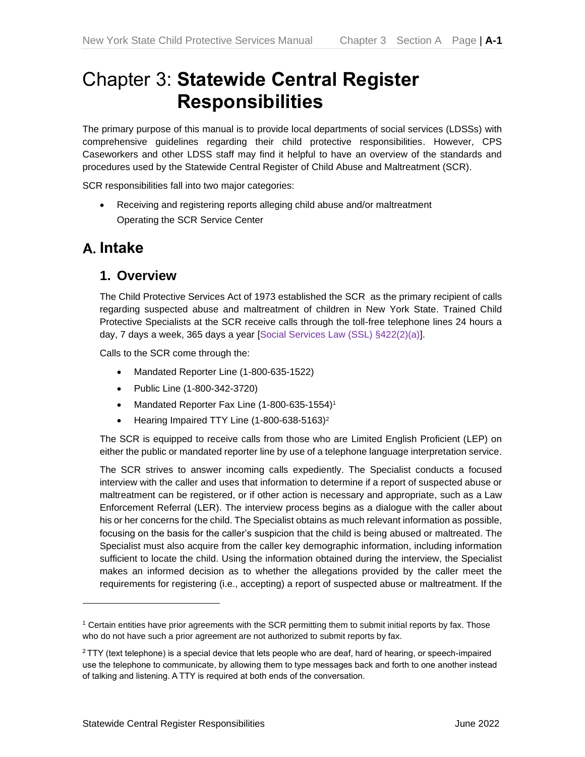# Chapter 3: **Statewide Central Register Responsibilities**

The primary purpose of this manual is to provide local departments of social services (LDSSs) with comprehensive guidelines regarding their child protective responsibilities. However, CPS Caseworkers and other LDSS staff may find it helpful to have an overview of the standards and procedures used by the Statewide Central Register of Child Abuse and Maltreatment (SCR).

SCR responsibilities fall into two major categories:

- Receiving and registering reports alleging child abuse and/or maltreatment
  Operating the SCR Service Center

## A. Intake

### 1. Overview

The Child Protective Services Act of 1973 established the SCR as the primary recipient of calls regarding suspected abuse and maltreatment of children in New York State. Trained Child Protective Specialists at the SCR receive calls through the toll-free telephone lines 24 hours a day, 7 days a week, 365 days a year [Social Services Law (SSL) §422(2)(a)].

Calls to the SCR come through the:

- Mandated Reporter Line (1-800-635-1522)
- Public Line (1-800-342-3720)
- Mandated Reporter Fax Line (1-800-635-1554)[1]
- Hearing Impaired TTY Line (1-800-638-5163)[2]

The SCR is equipped to receive calls from those who are Limited English Proficient (LEP) on either the public or mandated reporter line by use of a telephone language interpretation service.

The SCR strives to answer incoming calls expediently. The Specialist conducts a focused interview with the caller and uses that information to determine if a report of suspected abuse or maltreatment can be registered, or if other action is necessary and appropriate, such as a Law Enforcement Referral (LER). The interview process begins as a dialogue with the caller about his or her concerns for the child. The Specialist obtains as much relevant information as possible, focusing on the basis for the caller's suspicion that the child is being abused or maltreated. The Specialist must also acquire from the caller key demographic information, including information sufficient to locate the child. Using the information obtained during the interview, the Specialist makes an informed decision as to whether the allegations provided by the caller meet the requirements for registering (i.e., accepting) a report of suspected abuse or maltreatment. If the

---

[1] Certain entities have prior agreements with the SCR permitting them to submit initial reports by fax. Those who do not have such a prior agreement are not authorized to submit reports by fax.

[2] TTY (text telephone) is a special device that lets people who are deaf, hard of hearing, or speech-impaired use the telephone to communicate, by allowing them to type messages back and forth to one another instead of talking and listening. A TTY is required at both ends of the conversation.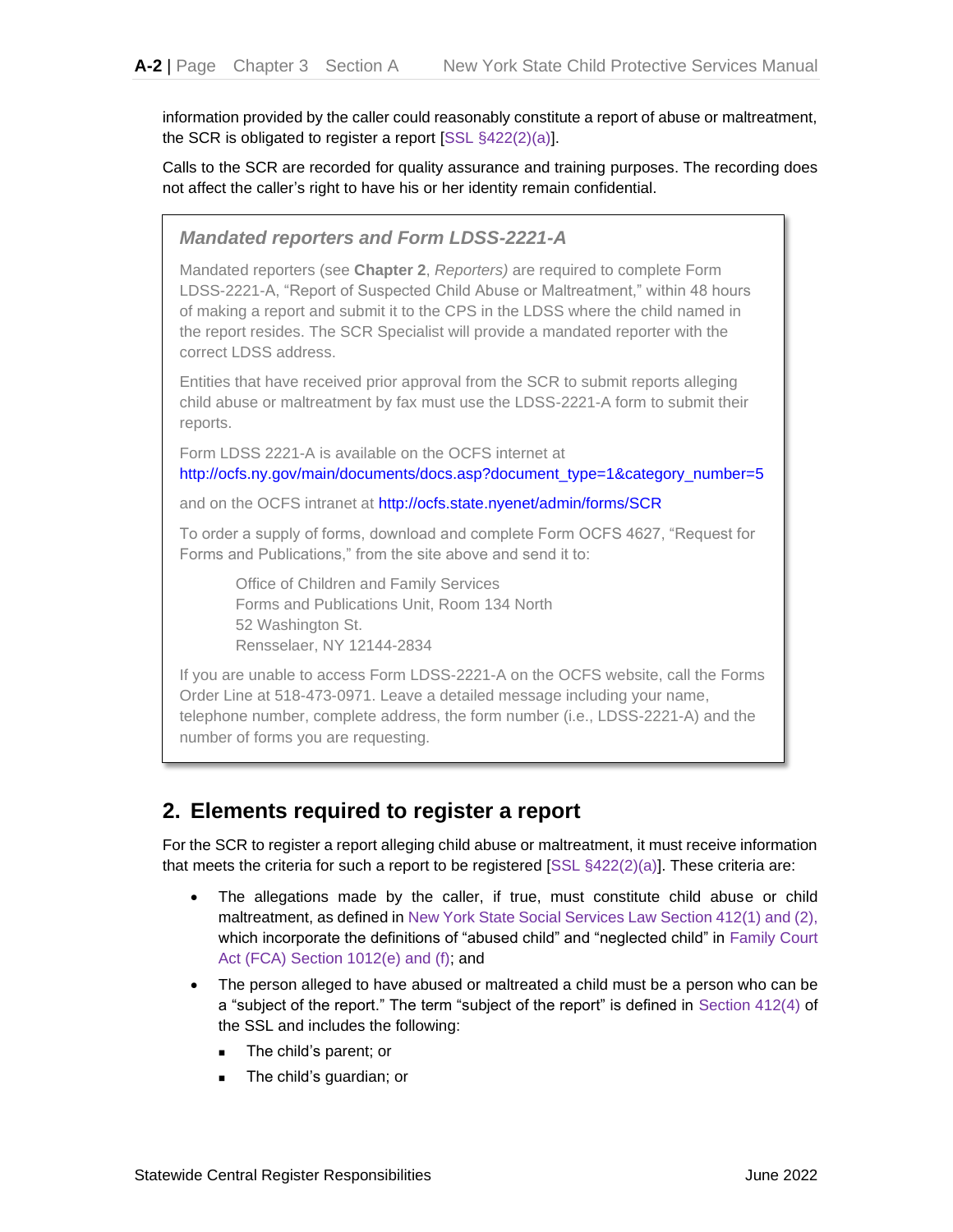information provided by the caller could reasonably constitute a report of abuse or maltreatment, the SCR is obligated to register a report [SSL §422(2)(a)].

Calls to the SCR are recorded for quality assurance and training purposes. The recording does not affect the caller's right to have his or her identity remain confidential.

> ***Mandated reporters and Form LDSS-2221-A***
>
> Mandated reporters (see **Chapter 2**, *Reporters)* are required to complete Form LDSS-2221-A, "Report of Suspected Child Abuse or Maltreatment," within 48 hours of making a report and submit it to the CPS in the LDSS where the child named in the report resides. The SCR Specialist will provide a mandated reporter with the correct LDSS address.
>
> Entities that have received prior approval from the SCR to submit reports alleging child abuse or maltreatment by fax must use the LDSS-2221-A form to submit their reports.
>
> Form LDSS 2221-A is available on the OCFS internet at http://ocfs.ny.gov/main/documents/docs.asp?document_type=1&category_number=5
>
> and on the OCFS intranet at http://ocfs.state.nyenet/admin/forms/SCR
>
> To order a supply of forms, download and complete Form OCFS 4627, "Request for Forms and Publications," from the site above and send it to:
>
> Office of Children and Family Services  
> Forms and Publications Unit, Room 134 North  
> 52 Washington St.  
> Rensselaer, NY 12144-2834
>
> If you are unable to access Form LDSS-2221-A on the OCFS website, call the Forms Order Line at 518-473-0971. Leave a detailed message including your name, telephone number, complete address, the form number (i.e., LDSS-2221-A) and the number of forms you are requesting.

## 2. Elements required to register a report

For the SCR to register a report alleging child abuse or maltreatment, it must receive information that meets the criteria for such a report to be registered [SSL §422(2)(a)]. These criteria are:

- The allegations made by the caller, if true, must constitute child abuse or child maltreatment, as defined in New York State Social Services Law Section 412(1) and (2), which incorporate the definitions of "abused child" and "neglected child" in Family Court Act (FCA) Section 1012(e) and (f); and
- The person alleged to have abused or maltreated a child must be a person who can be a "subject of the report." The term "subject of the report" is defined in Section 412(4) of the SSL and includes the following:
  - The child's parent; or
  - The child's guardian; or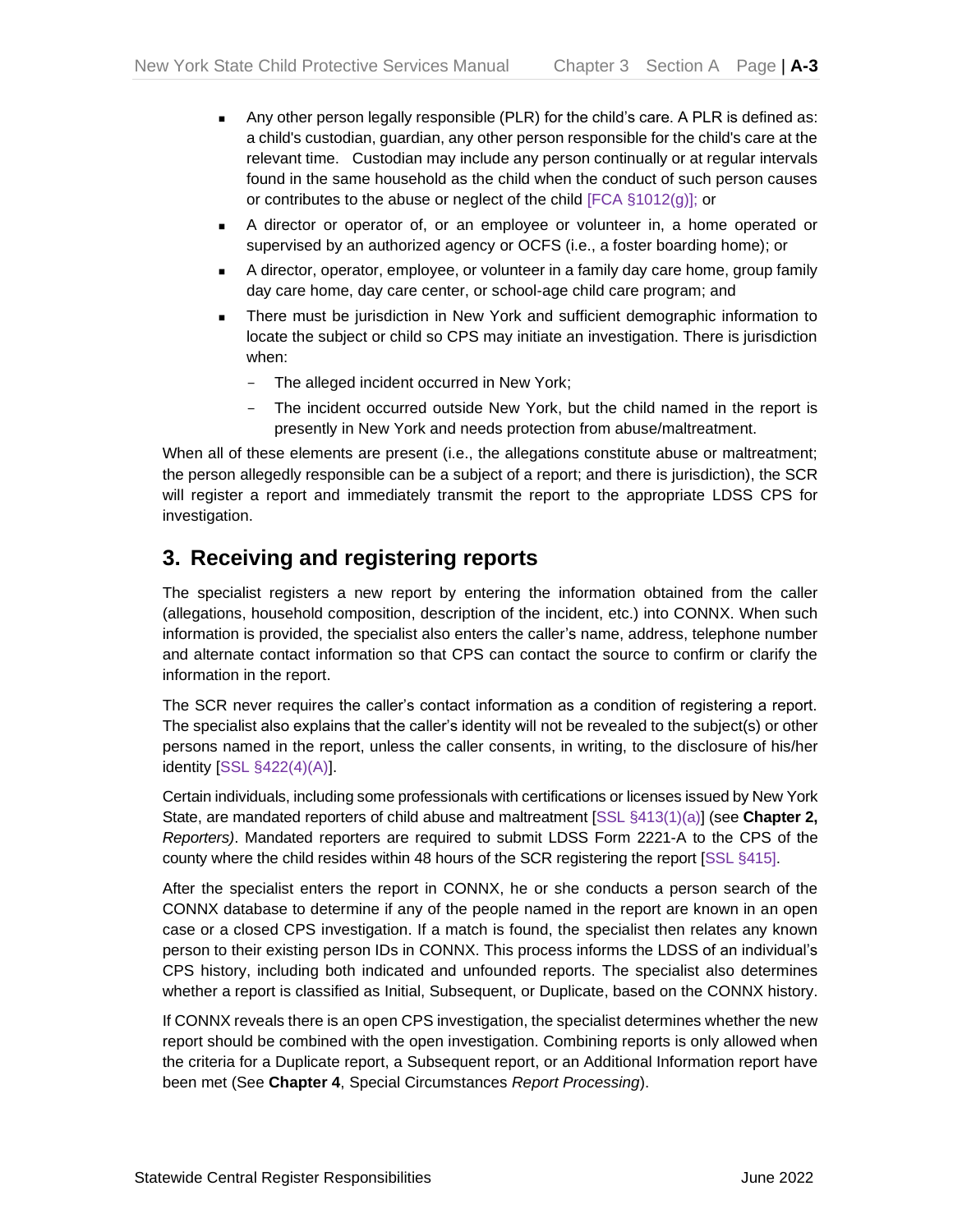- Any other person legally responsible (PLR) for the child's care. A PLR is defined as: a child's custodian, guardian, any other person responsible for the child's care at the relevant time. Custodian may include any person continually or at regular intervals found in the same household as the child when the conduct of such person causes or contributes to the abuse or neglect of the child [FCA §1012(g)]; or
- A director or operator of, or an employee or volunteer in, a home operated or supervised by an authorized agency or OCFS (i.e., a foster boarding home); or
- A director, operator, employee, or volunteer in a family day care home, group family day care home, day care center, or school-age child care program; and
- There must be jurisdiction in New York and sufficient demographic information to locate the subject or child so CPS may initiate an investigation. There is jurisdiction when:
  - The alleged incident occurred in New York;
  - The incident occurred outside New York, but the child named in the report is presently in New York and needs protection from abuse/maltreatment.

When all of these elements are present (i.e., the allegations constitute abuse or maltreatment; the person allegedly responsible can be a subject of a report; and there is jurisdiction), the SCR will register a report and immediately transmit the report to the appropriate LDSS CPS for investigation.

## 3. Receiving and registering reports

The specialist registers a new report by entering the information obtained from the caller (allegations, household composition, description of the incident, etc.) into CONNX. When such information is provided, the specialist also enters the caller's name, address, telephone number and alternate contact information so that CPS can contact the source to confirm or clarify the information in the report.

The SCR never requires the caller's contact information as a condition of registering a report. The specialist also explains that the caller's identity will not be revealed to the subject(s) or other persons named in the report, unless the caller consents, in writing, to the disclosure of his/her identity [SSL §422(4)(A)].

Certain individuals, including some professionals with certifications or licenses issued by New York State, are mandated reporters of child abuse and maltreatment [SSL §413(1)(a)] (see **Chapter 2,** *Reporters)*. Mandated reporters are required to submit LDSS Form 2221-A to the CPS of the county where the child resides within 48 hours of the SCR registering the report [SSL §415].

After the specialist enters the report in CONNX, he or she conducts a person search of the CONNX database to determine if any of the people named in the report are known in an open case or a closed CPS investigation. If a match is found, the specialist then relates any known person to their existing person IDs in CONNX. This process informs the LDSS of an individual's CPS history, including both indicated and unfounded reports. The specialist also determines whether a report is classified as Initial, Subsequent, or Duplicate, based on the CONNX history.

If CONNX reveals there is an open CPS investigation, the specialist determines whether the new report should be combined with the open investigation. Combining reports is only allowed when the criteria for a Duplicate report, a Subsequent report, or an Additional Information report have been met (See **Chapter 4**, Special Circumstances *Report Processing*).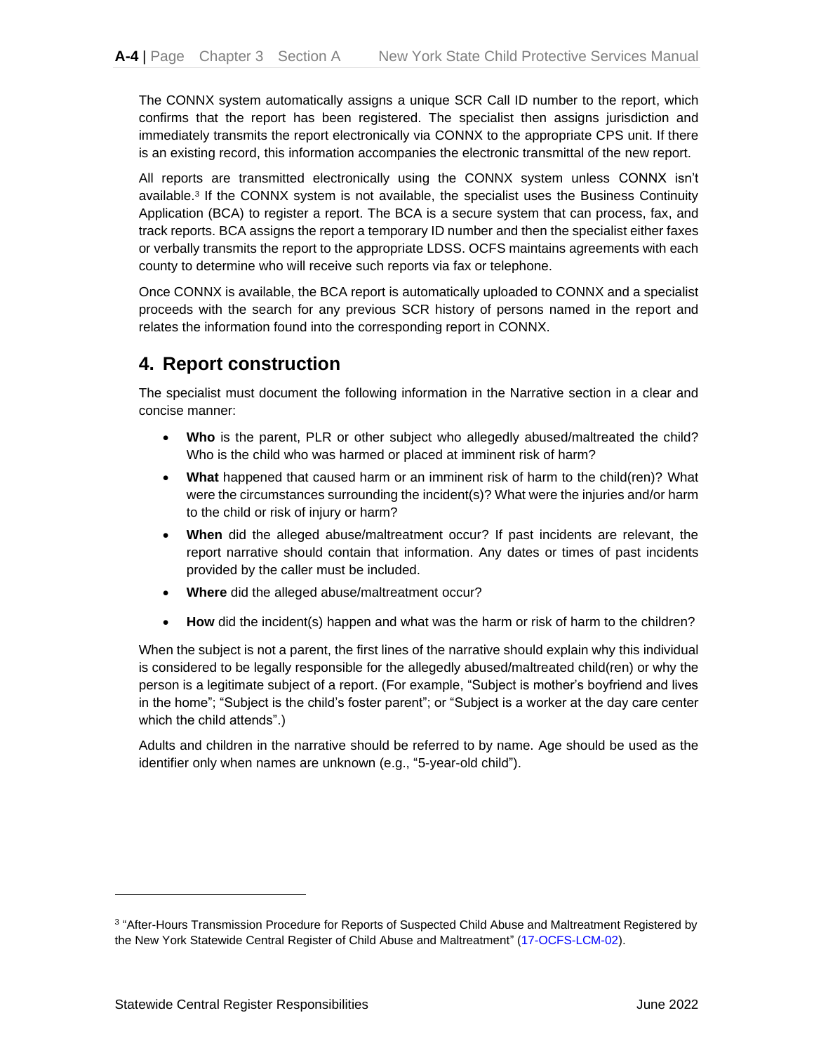The CONNX system automatically assigns a unique SCR Call ID number to the report, which confirms that the report has been registered. The specialist then assigns jurisdiction and immediately transmits the report electronically via CONNX to the appropriate CPS unit. If there is an existing record, this information accompanies the electronic transmittal of the new report.

All reports are transmitted electronically using the CONNX system unless CONNX isn't available.[3] If the CONNX system is not available, the specialist uses the Business Continuity Application (BCA) to register a report. The BCA is a secure system that can process, fax, and track reports. BCA assigns the report a temporary ID number and then the specialist either faxes or verbally transmits the report to the appropriate LDSS. OCFS maintains agreements with each county to determine who will receive such reports via fax or telephone.

Once CONNX is available, the BCA report is automatically uploaded to CONNX and a specialist proceeds with the search for any previous SCR history of persons named in the report and relates the information found into the corresponding report in CONNX.

## 4. Report construction

The specialist must document the following information in the Narrative section in a clear and concise manner:

- **Who** is the parent, PLR or other subject who allegedly abused/maltreated the child? Who is the child who was harmed or placed at imminent risk of harm?
- **What** happened that caused harm or an imminent risk of harm to the child(ren)? What were the circumstances surrounding the incident(s)? What were the injuries and/or harm to the child or risk of injury or harm?
- **When** did the alleged abuse/maltreatment occur? If past incidents are relevant, the report narrative should contain that information. Any dates or times of past incidents provided by the caller must be included.
- **Where** did the alleged abuse/maltreatment occur?
- **How** did the incident(s) happen and what was the harm or risk of harm to the children?

When the subject is not a parent, the first lines of the narrative should explain why this individual is considered to be legally responsible for the allegedly abused/maltreated child(ren) or why the person is a legitimate subject of a report. (For example, "Subject is mother's boyfriend and lives in the home"; "Subject is the child's foster parent"; or "Subject is a worker at the day care center which the child attends".)

Adults and children in the narrative should be referred to by name. Age should be used as the identifier only when names are unknown (e.g., "5-year-old child").

---

[3] "After-Hours Transmission Procedure for Reports of Suspected Child Abuse and Maltreatment Registered by the New York Statewide Central Register of Child Abuse and Maltreatment" (17-OCFS-LCM-02).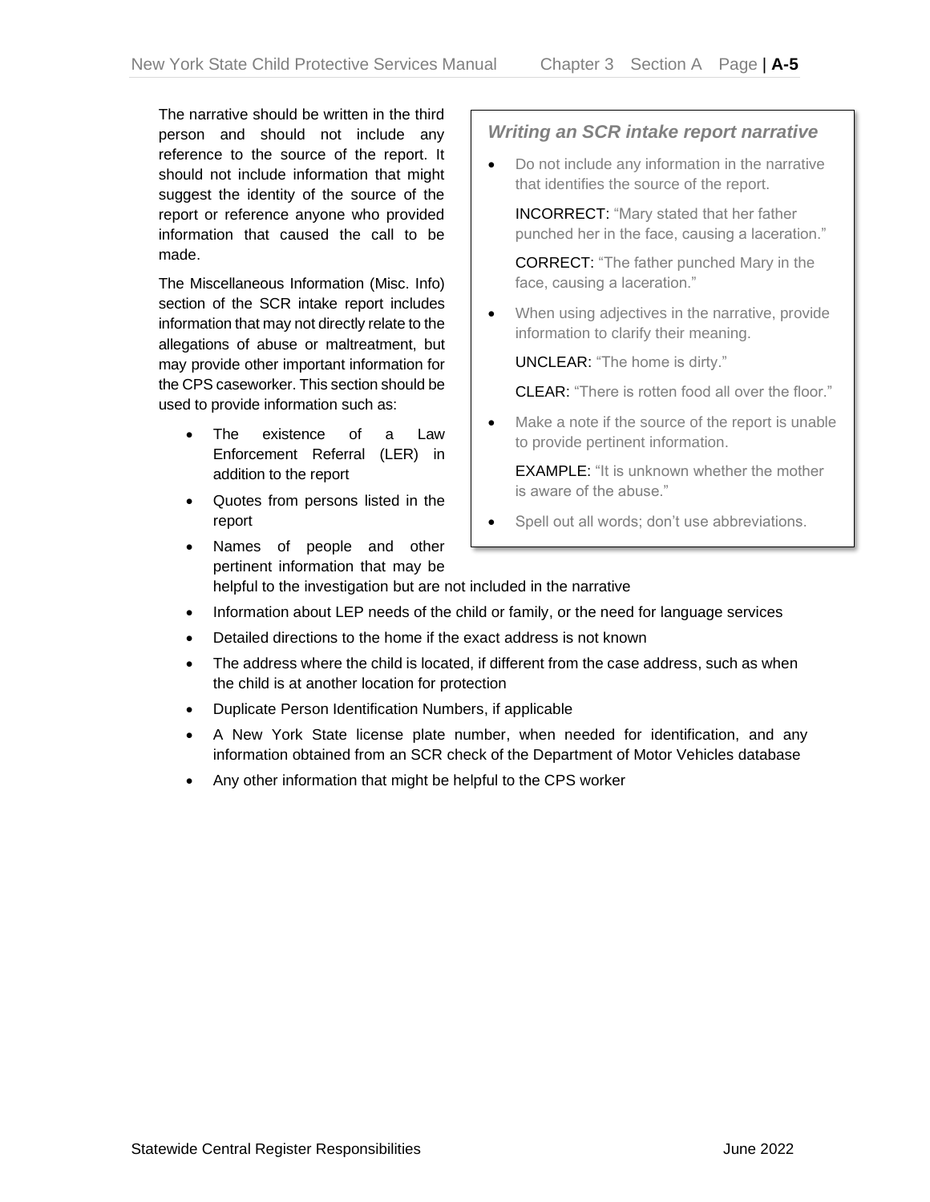The narrative should be written in the third person and should not include any reference to the source of the report. It should not include information that might suggest the identity of the source of the report or reference anyone who provided information that caused the call to be made.

The Miscellaneous Information (Misc. Info) section of the SCR intake report includes information that may not directly relate to the allegations of abuse or maltreatment, but may provide other important information for the CPS caseworker. This section should be used to provide information such as:

- The existence of a Law Enforcement Referral (LER) in addition to the report
- Quotes from persons listed in the report
- Names of people and other pertinent information that may be helpful to the investigation but are not included in the narrative
- Information about LEP needs of the child or family, or the need for language services
- Detailed directions to the home if the exact address is not known
- The address where the child is located, if different from the case address, such as when the child is at another location for protection
- Duplicate Person Identification Numbers, if applicable
- A New York State license plate number, when needed for identification, and any information obtained from an SCR check of the Department of Motor Vehicles database
- Any other information that might be helpful to the CPS worker

> ### *Writing an SCR intake report narrative*
>
> - Do not include any information in the narrative that identifies the source of the report.
>
>   INCORRECT: "Mary stated that her father punched her in the face, causing a laceration."
>
>   CORRECT: "The father punched Mary in the face, causing a laceration."
>
> - When using adjectives in the narrative, provide information to clarify their meaning.
>
>   UNCLEAR: "The home is dirty."
>
>   CLEAR: "There is rotten food all over the floor."
>
> - Make a note if the source of the report is unable to provide pertinent information.
>
>   EXAMPLE: "It is unknown whether the mother is aware of the abuse."
>
> - Spell out all words; don't use abbreviations.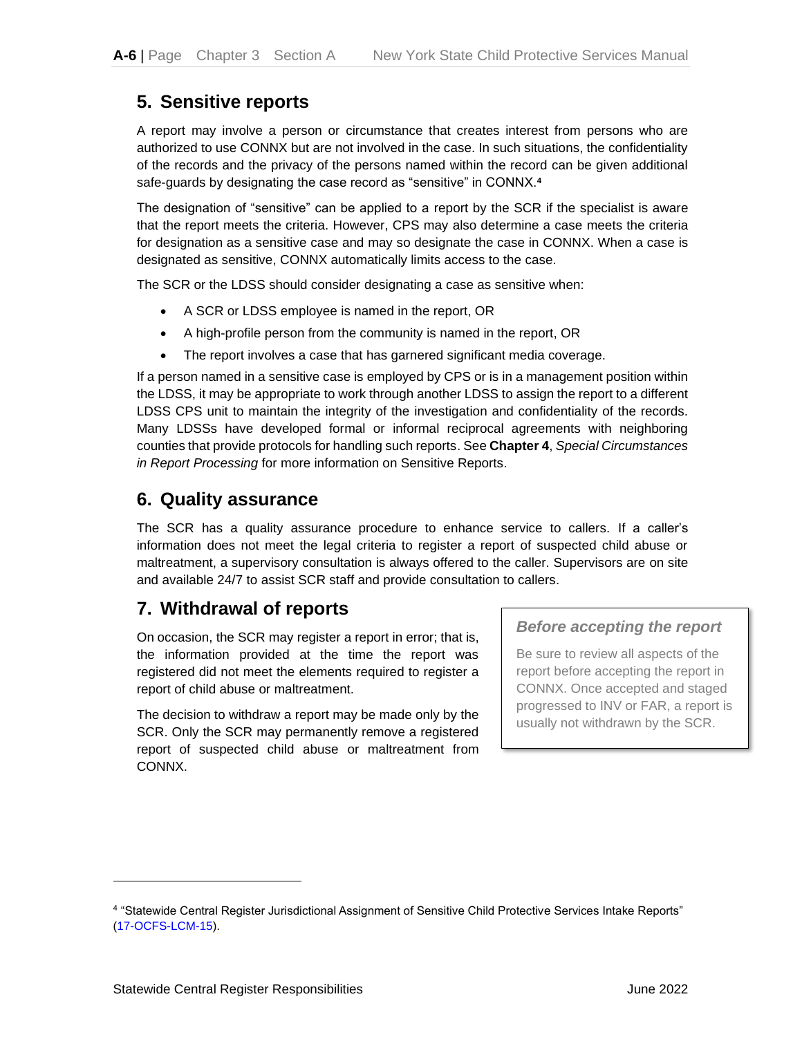## 5. Sensitive reports

A report may involve a person or circumstance that creates interest from persons who are authorized to use CONNX but are not involved in the case. In such situations, the confidentiality of the records and the privacy of the persons named within the record can be given additional safe-guards by designating the case record as "sensitive" in CONNX.[4]

The designation of "sensitive" can be applied to a report by the SCR if the specialist is aware that the report meets the criteria. However, CPS may also determine a case meets the criteria for designation as a sensitive case and may so designate the case in CONNX. When a case is designated as sensitive, CONNX automatically limits access to the case.

The SCR or the LDSS should consider designating a case as sensitive when:

- A SCR or LDSS employee is named in the report, OR
- A high-profile person from the community is named in the report, OR
- The report involves a case that has garnered significant media coverage.

If a person named in a sensitive case is employed by CPS or is in a management position within the LDSS, it may be appropriate to work through another LDSS to assign the report to a different LDSS CPS unit to maintain the integrity of the investigation and confidentiality of the records. Many LDSSs have developed formal or informal reciprocal agreements with neighboring counties that provide protocols for handling such reports. See **Chapter 4**, *Special Circumstances in Report Processing* for more information on Sensitive Reports.

## 6. Quality assurance

The SCR has a quality assurance procedure to enhance service to callers. If a caller's information does not meet the legal criteria to register a report of suspected child abuse or maltreatment, a supervisory consultation is always offered to the caller. Supervisors are on site and available 24/7 to assist SCR staff and provide consultation to callers.

## 7. Withdrawal of reports

On occasion, the SCR may register a report in error; that is, the information provided at the time the report was registered did not meet the elements required to register a report of child abuse or maltreatment.

The decision to withdraw a report may be made only by the SCR. Only the SCR may permanently remove a registered report of suspected child abuse or maltreatment from CONNX.

> ***Before accepting the report***
>
> Be sure to review all aspects of the report before accepting the report in CONNX. Once accepted and staged progressed to INV or FAR, a report is usually not withdrawn by the SCR.

[4] "Statewide Central Register Jurisdictional Assignment of Sensitive Child Protective Services Intake Reports" (17-OCFS-LCM-15).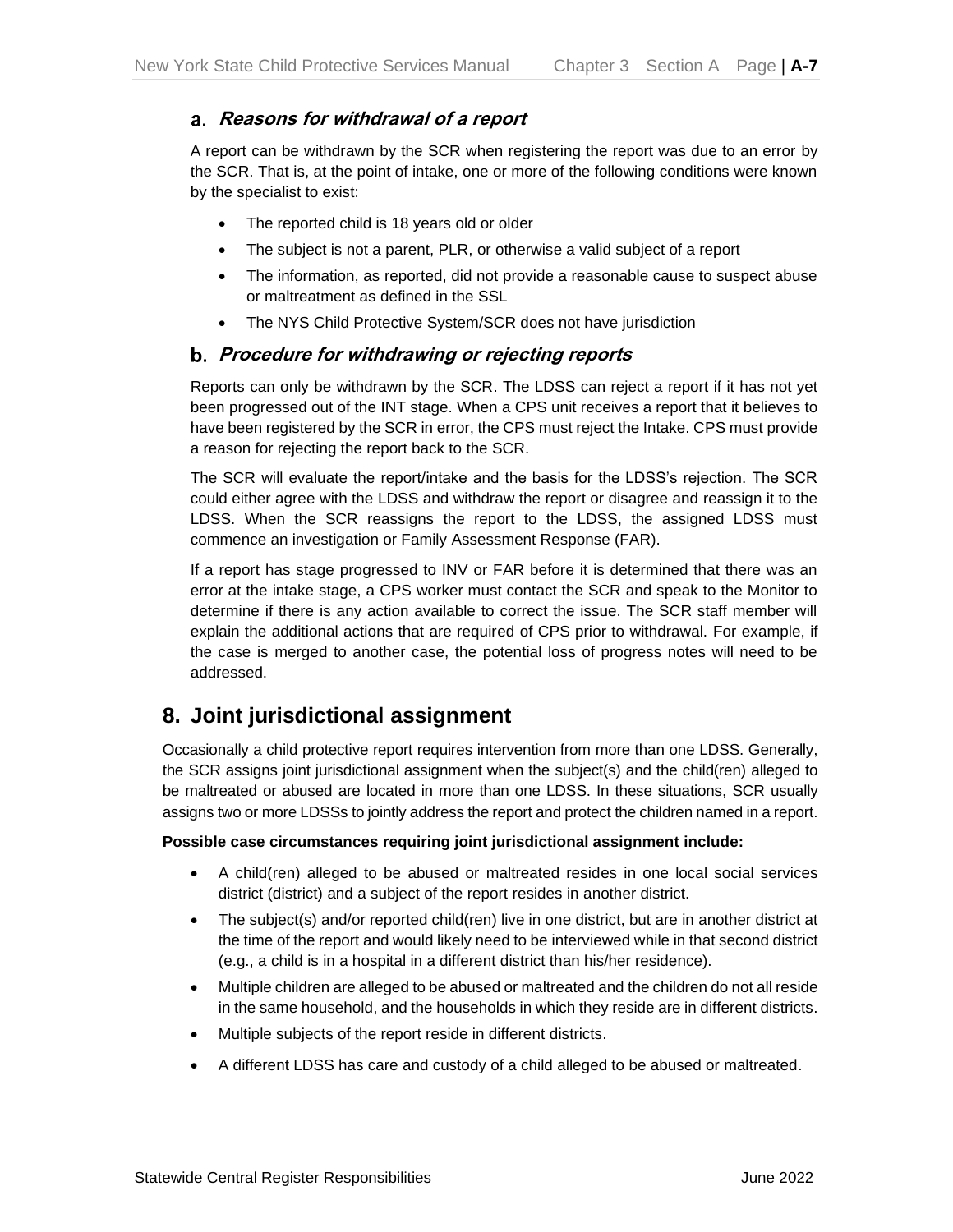### a. *Reasons for withdrawal of a report*

A report can be withdrawn by the SCR when registering the report was due to an error by the SCR. That is, at the point of intake, one or more of the following conditions were known by the specialist to exist:

- The reported child is 18 years old or older
- The subject is not a parent, PLR, or otherwise a valid subject of a report
- The information, as reported, did not provide a reasonable cause to suspect abuse or maltreatment as defined in the SSL
- The NYS Child Protective System/SCR does not have jurisdiction

### b. *Procedure for withdrawing or rejecting reports*

Reports can only be withdrawn by the SCR. The LDSS can reject a report if it has not yet been progressed out of the INT stage. When a CPS unit receives a report that it believes to have been registered by the SCR in error, the CPS must reject the Intake. CPS must provide a reason for rejecting the report back to the SCR.

The SCR will evaluate the report/intake and the basis for the LDSS's rejection. The SCR could either agree with the LDSS and withdraw the report or disagree and reassign it to the LDSS. When the SCR reassigns the report to the LDSS, the assigned LDSS must commence an investigation or Family Assessment Response (FAR).

If a report has stage progressed to INV or FAR before it is determined that there was an error at the intake stage, a CPS worker must contact the SCR and speak to the Monitor to determine if there is any action available to correct the issue. The SCR staff member will explain the additional actions that are required of CPS prior to withdrawal. For example, if the case is merged to another case, the potential loss of progress notes will need to be addressed.

## 8. Joint jurisdictional assignment

Occasionally a child protective report requires intervention from more than one LDSS. Generally, the SCR assigns joint jurisdictional assignment when the subject(s) and the child(ren) alleged to be maltreated or abused are located in more than one LDSS. In these situations, SCR usually assigns two or more LDSSs to jointly address the report and protect the children named in a report.

**Possible case circumstances requiring joint jurisdictional assignment include:**

- A child(ren) alleged to be abused or maltreated resides in one local social services district (district) and a subject of the report resides in another district.
- The subject(s) and/or reported child(ren) live in one district, but are in another district at the time of the report and would likely need to be interviewed while in that second district (e.g., a child is in a hospital in a different district than his/her residence).
- Multiple children are alleged to be abused or maltreated and the children do not all reside in the same household, and the households in which they reside are in different districts.
- Multiple subjects of the report reside in different districts.
- A different LDSS has care and custody of a child alleged to be abused or maltreated.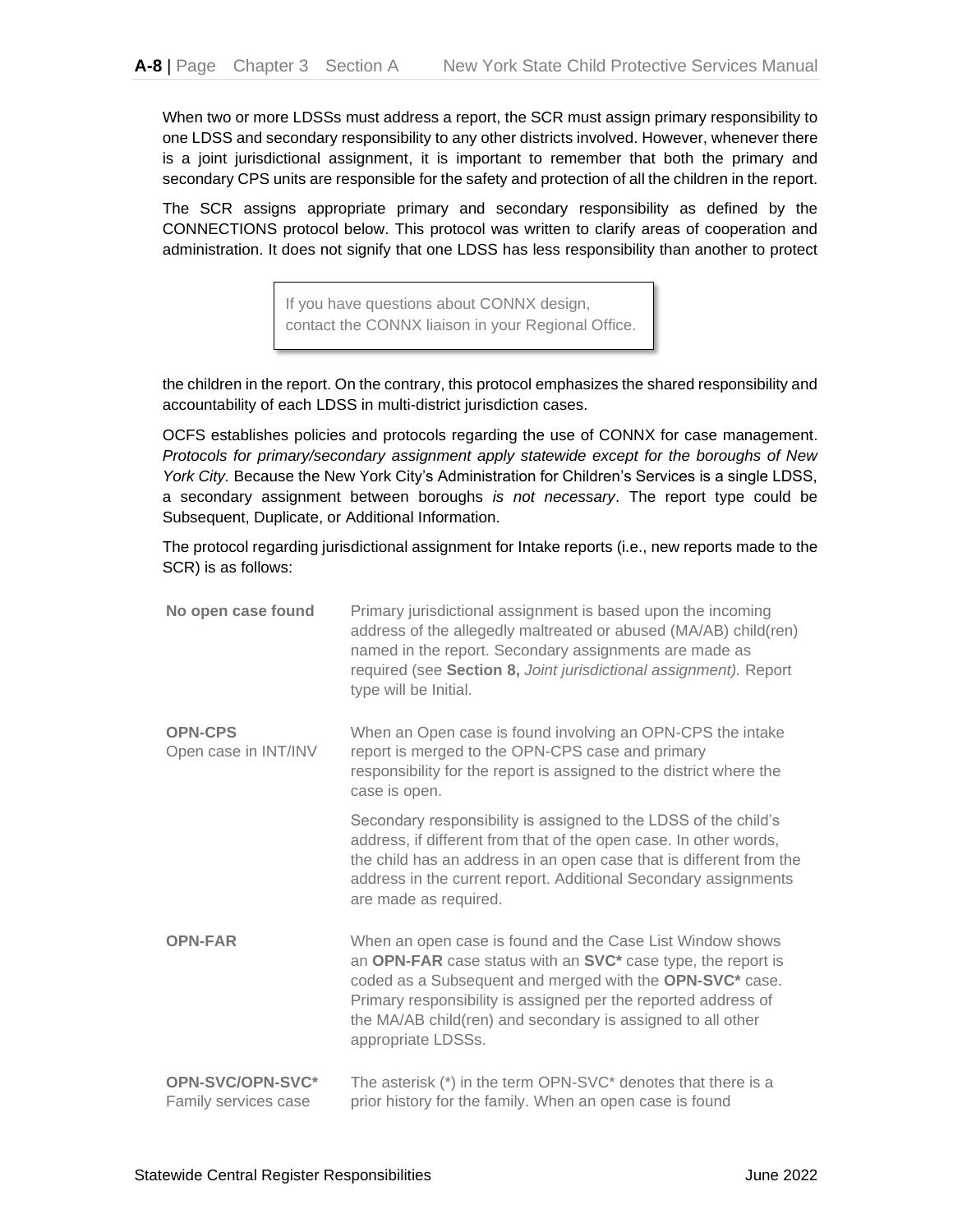When two or more LDSSs must address a report, the SCR must assign primary responsibility to one LDSS and secondary responsibility to any other districts involved. However, whenever there is a joint jurisdictional assignment, it is important to remember that both the primary and secondary CPS units are responsible for the safety and protection of all the children in the report.

The SCR assigns appropriate primary and secondary responsibility as defined by the CONNECTIONS protocol below. This protocol was written to clarify areas of cooperation and administration. It does not signify that one LDSS has less responsibility than another to protect the children in the report. On the contrary, this protocol emphasizes the shared responsibility and accountability of each LDSS in multi-district jurisdiction cases.

> If you have questions about CONNX design, contact the CONNX liaison in your Regional Office.

OCFS establishes policies and protocols regarding the use of CONNX for case management. *Protocols for primary/secondary assignment apply statewide except for the boroughs of New York City.* Because the New York City's Administration for Children's Services is a single LDSS, a secondary assignment between boroughs *is not necessary*. The report type could be Subsequent, Duplicate, or Additional Information.

The protocol regarding jurisdictional assignment for Intake reports (i.e., new reports made to the SCR) is as follows:

| | |
|---|---|
| **No open case found** | Primary jurisdictional assignment is based upon the incoming address of the allegedly maltreated or abused (MA/AB) child(ren) named in the report. Secondary assignments are made as required (see **Section 8,** *Joint jurisdictional assignment).* Report type will be Initial. |
| **OPN-CPS** Open case in INT/INV | When an Open case is found involving an OPN-CPS the intake report is merged to the OPN-CPS case and primary responsibility for the report is assigned to the district where the case is open. <br><br> Secondary responsibility is assigned to the LDSS of the child's address, if different from that of the open case. In other words, the child has an address in an open case that is different from the address in the current report. Additional Secondary assignments are made as required. |
| **OPN-FAR** | When an open case is found and the Case List Window shows an **OPN-FAR** case status with an **SVC*** case type, the report is coded as a Subsequent and merged with the **OPN-SVC*** case. Primary responsibility is assigned per the reported address of the MA/AB child(ren) and secondary is assigned to all other appropriate LDSSs. |
| **OPN-SVC/OPN-SVC*** Family services case | The asterisk (*) in the term OPN-SVC* denotes that there is a prior history for the family. When an open case is found |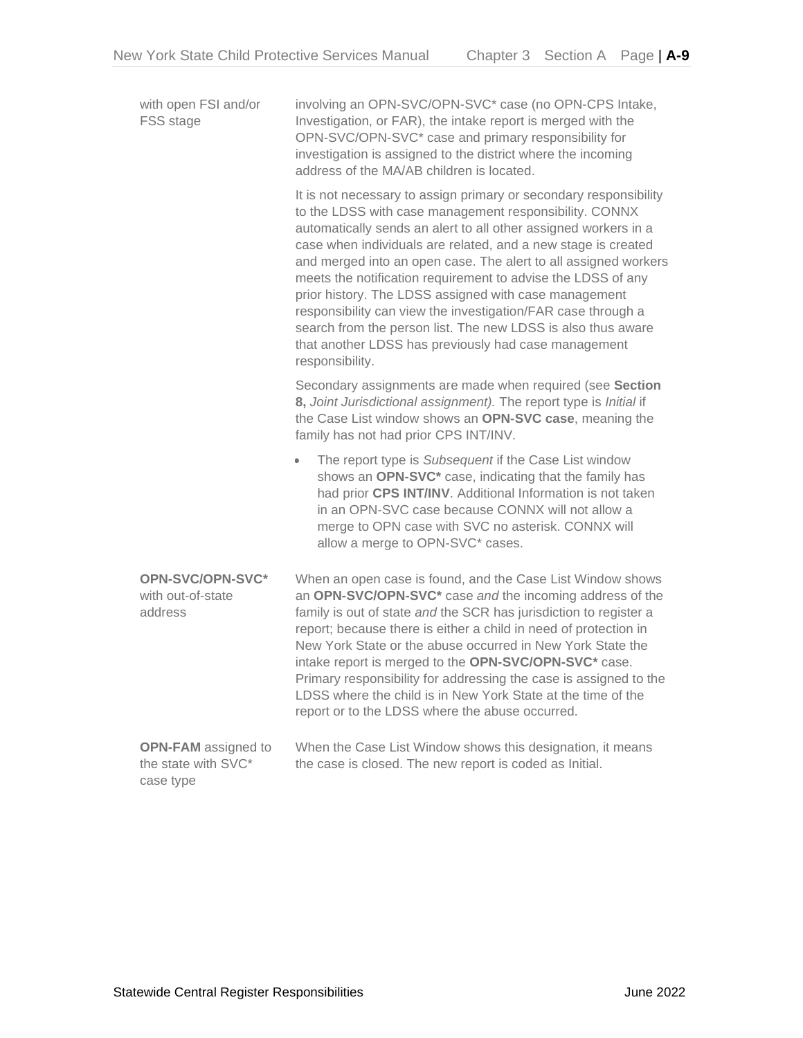| | |
|---|---|
| with open FSI and/or FSS stage | involving an OPN-SVC/OPN-SVC* case (no OPN-CPS Intake, Investigation, or FAR), the intake report is merged with the OPN-SVC/OPN-SVC* case and primary responsibility for investigation is assigned to the district where the incoming address of the MA/AB children is located.<br><br>It is not necessary to assign primary or secondary responsibility to the LDSS with case management responsibility. CONNX automatically sends an alert to all other assigned workers in a case when individuals are related, and a new stage is created and merged into an open case. The alert to all assigned workers meets the notification requirement to advise the LDSS of any prior history. The LDSS assigned with case management responsibility can view the investigation/FAR case through a search from the person list. The new LDSS is also thus aware that another LDSS has previously had case management responsibility.<br><br>Secondary assignments are made when required (see **Section 8,** *Joint Jurisdictional assignment).* The report type is *Initial* if the Case List window shows an **OPN-SVC case**, meaning the family has not had prior CPS INT/INV.<br><br>• The report type is *Subsequent* if the Case List window shows an **OPN-SVC*** case, indicating that the family has had prior **CPS INT/INV**. Additional Information is not taken in an OPN-SVC case because CONNX will not allow a merge to OPN case with SVC no asterisk. CONNX will allow a merge to OPN-SVC* cases. |
| **OPN-SVC/OPN-SVC*** with out-of-state address | When an open case is found, and the Case List Window shows an **OPN-SVC/OPN-SVC*** case *and* the incoming address of the family is out of state *and* the SCR has jurisdiction to register a report; because there is either a child in need of protection in New York State or the abuse occurred in New York State the intake report is merged to the **OPN-SVC/OPN-SVC*** case. Primary responsibility for addressing the case is assigned to the LDSS where the child is in New York State at the time of the report or to the LDSS where the abuse occurred. |
| **OPN-FAM** assigned to the state with SVC* case type | When the Case List Window shows this designation, it means the case is closed. The new report is coded as Initial. |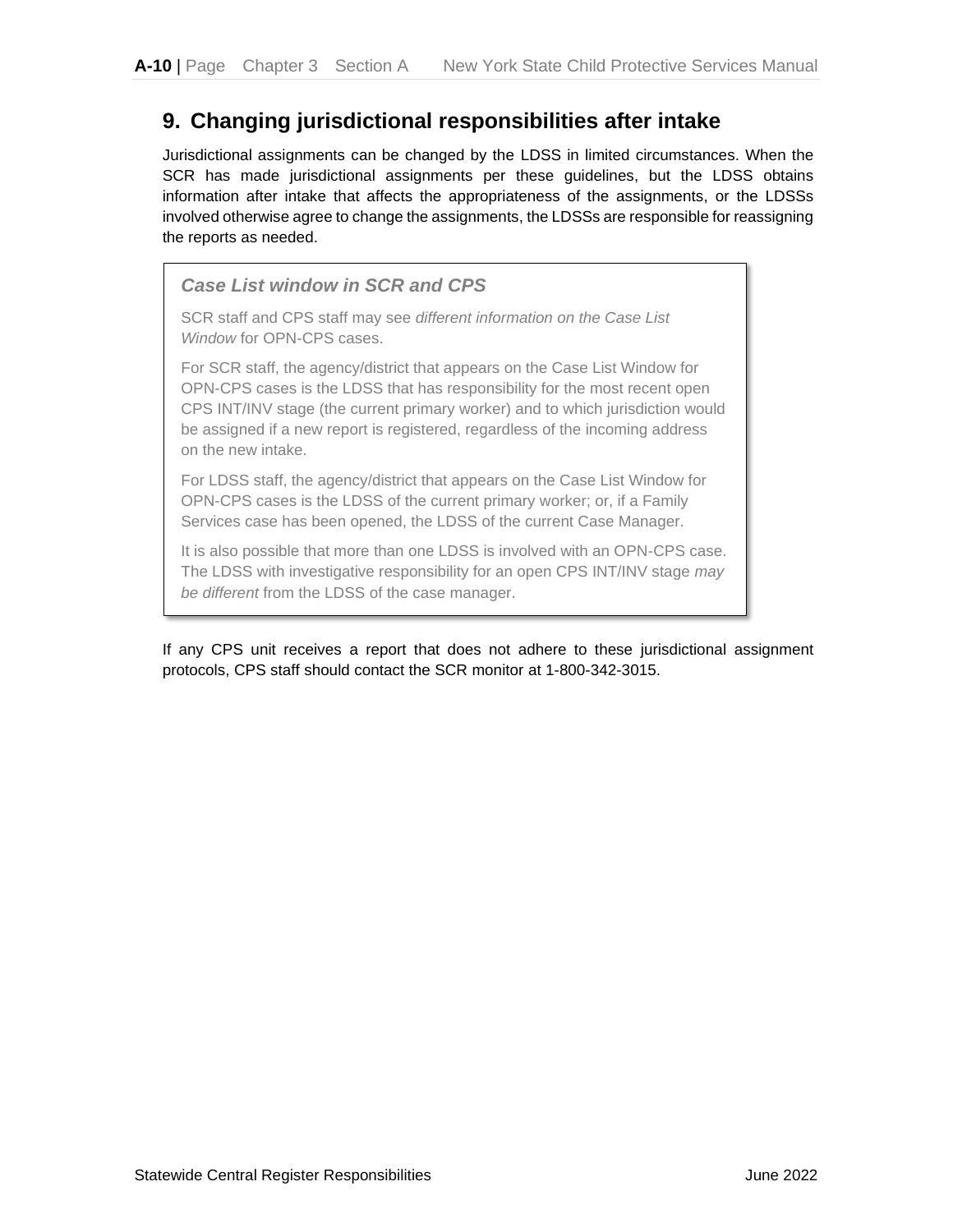## 9. Changing jurisdictional responsibilities after intake

Jurisdictional assignments can be changed by the LDSS in limited circumstances. When the SCR has made jurisdictional assignments per these guidelines, but the LDSS obtains information after intake that affects the appropriateness of the assignments, or the LDSSs involved otherwise agree to change the assignments, the LDSSs are responsible for reassigning the reports as needed.

> ***Case List window in SCR and CPS***
>
> SCR staff and CPS staff may see *different information on the Case List Window* for OPN-CPS cases.
>
> For SCR staff, the agency/district that appears on the Case List Window for OPN-CPS cases is the LDSS that has responsibility for the most recent open CPS INT/INV stage (the current primary worker) and to which jurisdiction would be assigned if a new report is registered, regardless of the incoming address on the new intake.
>
> For LDSS staff, the agency/district that appears on the Case List Window for OPN-CPS cases is the LDSS of the current primary worker; or, if a Family Services case has been opened, the LDSS of the current Case Manager.
>
> It is also possible that more than one LDSS is involved with an OPN-CPS case. The LDSS with investigative responsibility for an open CPS INT/INV stage *may be different* from the LDSS of the case manager.

If any CPS unit receives a report that does not adhere to these jurisdictional assignment protocols, CPS staff should contact the SCR monitor at 1-800-342-3015.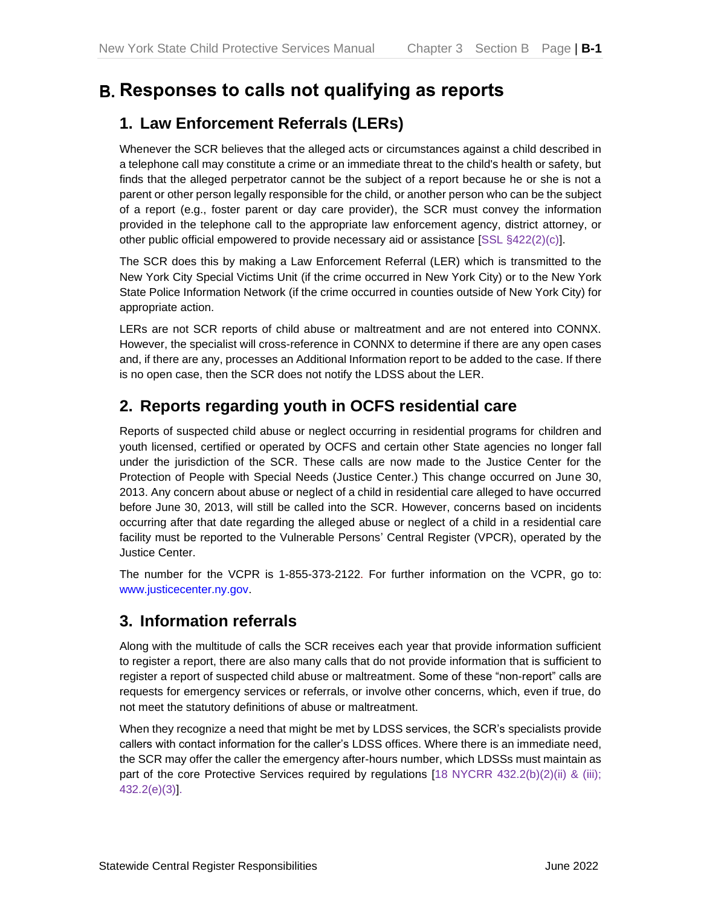# B. Responses to calls not qualifying as reports

## 1. Law Enforcement Referrals (LERs)

Whenever the SCR believes that the alleged acts or circumstances against a child described in a telephone call may constitute a crime or an immediate threat to the child's health or safety, but finds that the alleged perpetrator cannot be the subject of a report because he or she is not a parent or other person legally responsible for the child, or another person who can be the subject of a report (e.g., foster parent or day care provider), the SCR must convey the information provided in the telephone call to the appropriate law enforcement agency, district attorney, or other public official empowered to provide necessary aid or assistance [SSL §422(2)(c)].

The SCR does this by making a Law Enforcement Referral (LER) which is transmitted to the New York City Special Victims Unit (if the crime occurred in New York City) or to the New York State Police Information Network (if the crime occurred in counties outside of New York City) for appropriate action.

LERs are not SCR reports of child abuse or maltreatment and are not entered into CONNX. However, the specialist will cross-reference in CONNX to determine if there are any open cases and, if there are any, processes an Additional Information report to be added to the case. If there is no open case, then the SCR does not notify the LDSS about the LER.

## 2. Reports regarding youth in OCFS residential care

Reports of suspected child abuse or neglect occurring in residential programs for children and youth licensed, certified or operated by OCFS and certain other State agencies no longer fall under the jurisdiction of the SCR. These calls are now made to the Justice Center for the Protection of People with Special Needs (Justice Center.) This change occurred on June 30, 2013. Any concern about abuse or neglect of a child in residential care alleged to have occurred before June 30, 2013, will still be called into the SCR. However, concerns based on incidents occurring after that date regarding the alleged abuse or neglect of a child in a residential care facility must be reported to the Vulnerable Persons' Central Register (VPCR), operated by the Justice Center.

The number for the VCPR is 1-855-373-2122. For further information on the VCPR, go to: www.justicecenter.ny.gov.

## 3. Information referrals

Along with the multitude of calls the SCR receives each year that provide information sufficient to register a report, there are also many calls that do not provide information that is sufficient to register a report of suspected child abuse or maltreatment. Some of these "non-report" calls are requests for emergency services or referrals, or involve other concerns, which, even if true, do not meet the statutory definitions of abuse or maltreatment.

When they recognize a need that might be met by LDSS services, the SCR's specialists provide callers with contact information for the caller's LDSS offices. Where there is an immediate need, the SCR may offer the caller the emergency after-hours number, which LDSSs must maintain as part of the core Protective Services required by regulations [18 NYCRR 432.2(b)(2)(ii) & (iii); 432.2(e)(3)].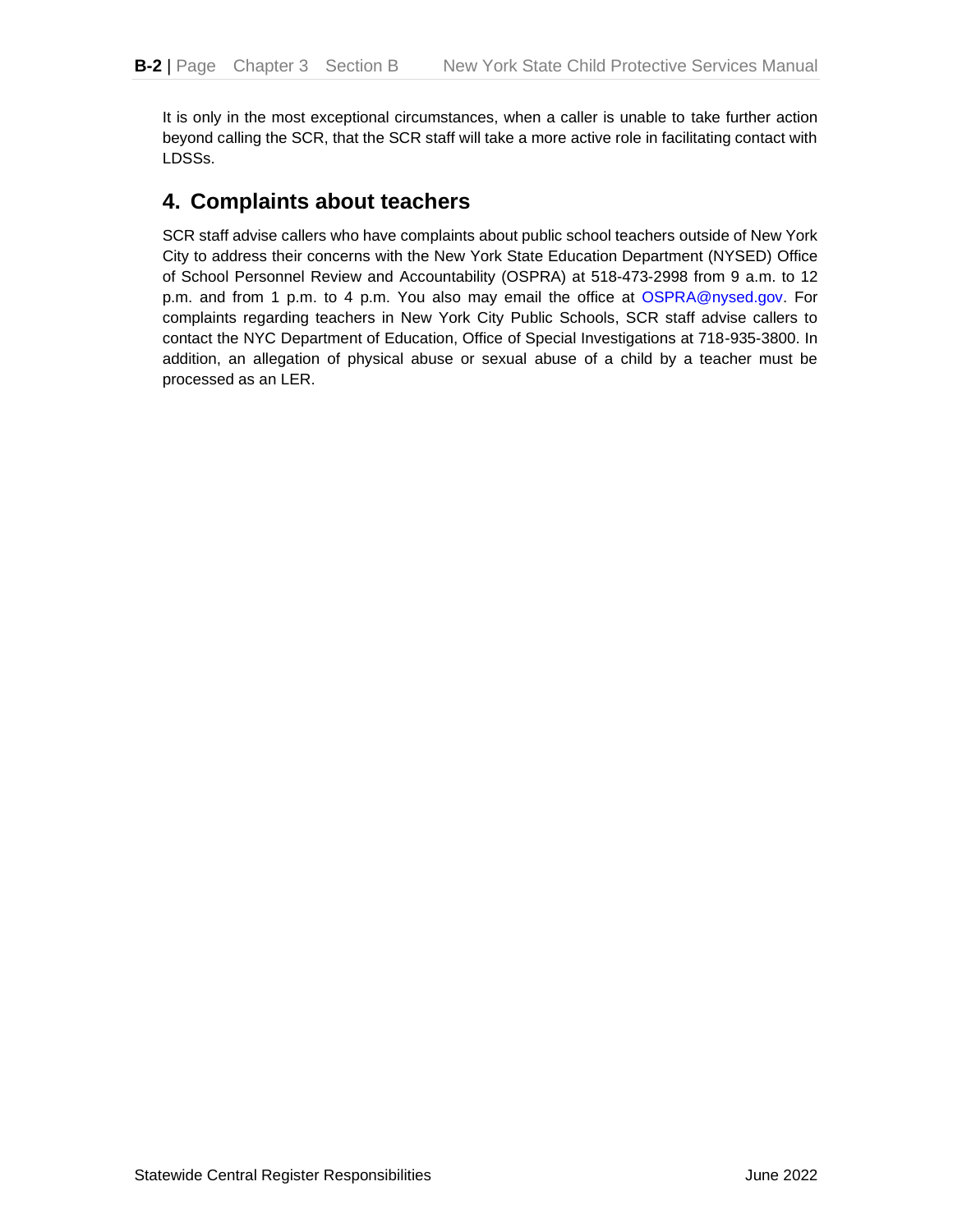It is only in the most exceptional circumstances, when a caller is unable to take further action beyond calling the SCR, that the SCR staff will take a more active role in facilitating contact with LDSSs.

## 4. Complaints about teachers

SCR staff advise callers who have complaints about public school teachers outside of New York City to address their concerns with the New York State Education Department (NYSED) Office of School Personnel Review and Accountability (OSPRA) at 518-473-2998 from 9 a.m. to 12 p.m. and from 1 p.m. to 4 p.m. You also may email the office at OSPRA@nysed.gov. For complaints regarding teachers in New York City Public Schools, SCR staff advise callers to contact the NYC Department of Education, Office of Special Investigations at 718-935-3800. In addition, an allegation of physical abuse or sexual abuse of a child by a teacher must be processed as an LER.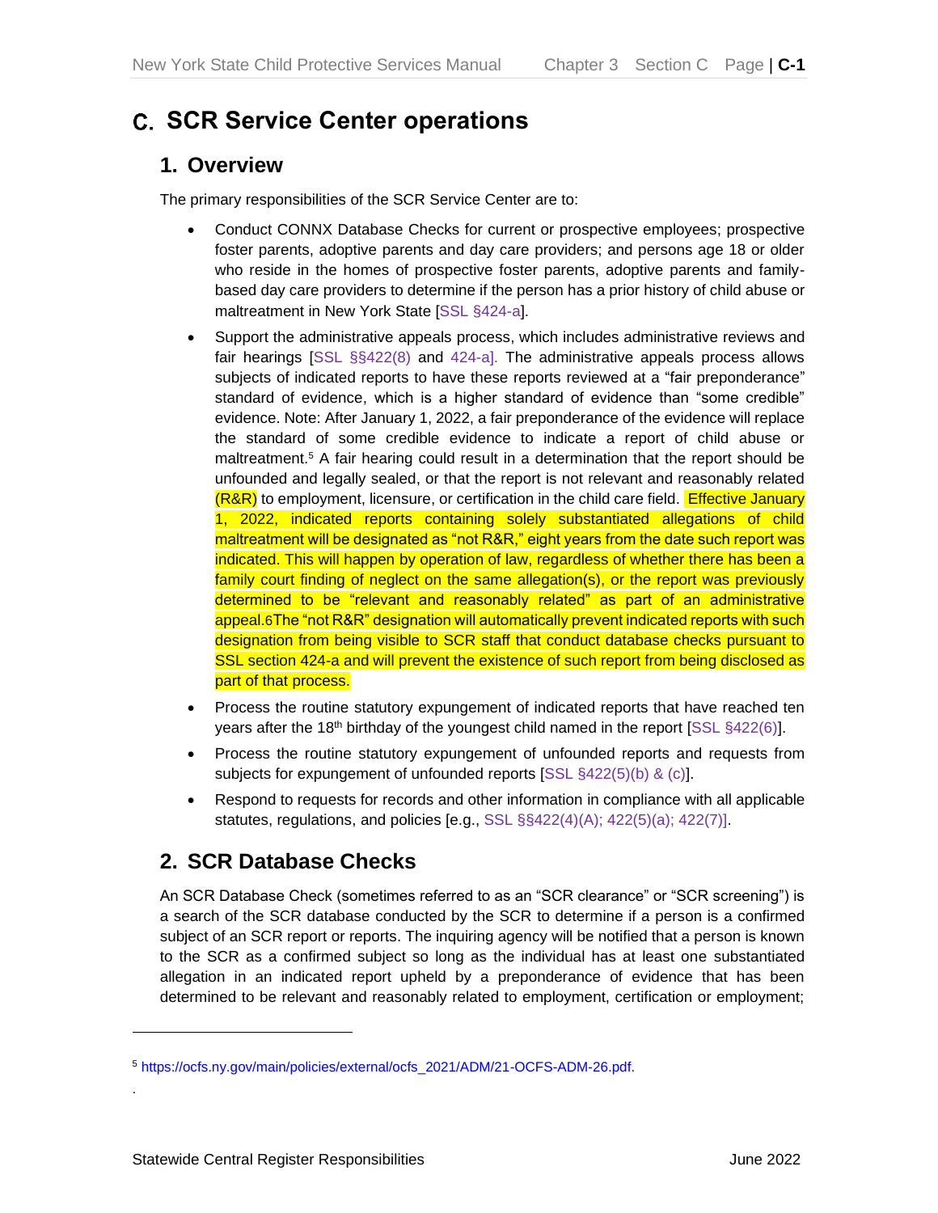# C. SCR Service Center operations

## 1. Overview

The primary responsibilities of the SCR Service Center are to:

- Conduct CONNX Database Checks for current or prospective employees; prospective foster parents, adoptive parents and day care providers; and persons age 18 or older who reside in the homes of prospective foster parents, adoptive parents and family-based day care providers to determine if the person has a prior history of child abuse or maltreatment in New York State [SSL §424-a].
- Support the administrative appeals process, which includes administrative reviews and fair hearings [SSL §§422(8) and 424-a]. The administrative appeals process allows subjects of indicated reports to have these reports reviewed at a "fair preponderance" standard of evidence, which is a higher standard of evidence than "some credible" evidence. Note: After January 1, 2022, a fair preponderance of the evidence will replace the standard of some credible evidence to indicate a report of child abuse or maltreatment.[5] A fair hearing could result in a determination that the report should be unfounded and legally sealed, or that the report is not relevant and reasonably related (R&R) to employment, licensure, or certification in the child care field. Effective January 1, 2022, indicated reports containing solely substantiated allegations of child maltreatment will be designated as "not R&R," eight years from the date such report was indicated. This will happen by operation of law, regardless of whether there has been a family court finding of neglect on the same allegation(s), or the report was previously determined to be "relevant and reasonably related" as part of an administrative appeal.6The "not R&R" designation will automatically prevent indicated reports with such designation from being visible to SCR staff that conduct database checks pursuant to SSL section 424-a and will prevent the existence of such report from being disclosed as part of that process.
- Process the routine statutory expungement of indicated reports that have reached ten years after the 18th birthday of the youngest child named in the report [SSL §422(6)].
- Process the routine statutory expungement of unfounded reports and requests from subjects for expungement of unfounded reports [SSL §422(5)(b) & (c)].
- Respond to requests for records and other information in compliance with all applicable statutes, regulations, and policies [e.g., SSL §§422(4)(A); 422(5)(a); 422(7)].

## 2. SCR Database Checks

An SCR Database Check (sometimes referred to as an "SCR clearance" or "SCR screening") is a search of the SCR database conducted by the SCR to determine if a person is a confirmed subject of an SCR report or reports. The inquiring agency will be notified that a person is known to the SCR as a confirmed subject so long as the individual has at least one substantiated allegation in an indicated report upheld by a preponderance of evidence that has been determined to be relevant and reasonably related to employment, certification or employment;

---

[5] https://ocfs.ny.gov/main/policies/external/ocfs_2021/ADM/21-OCFS-ADM-26.pdf.

.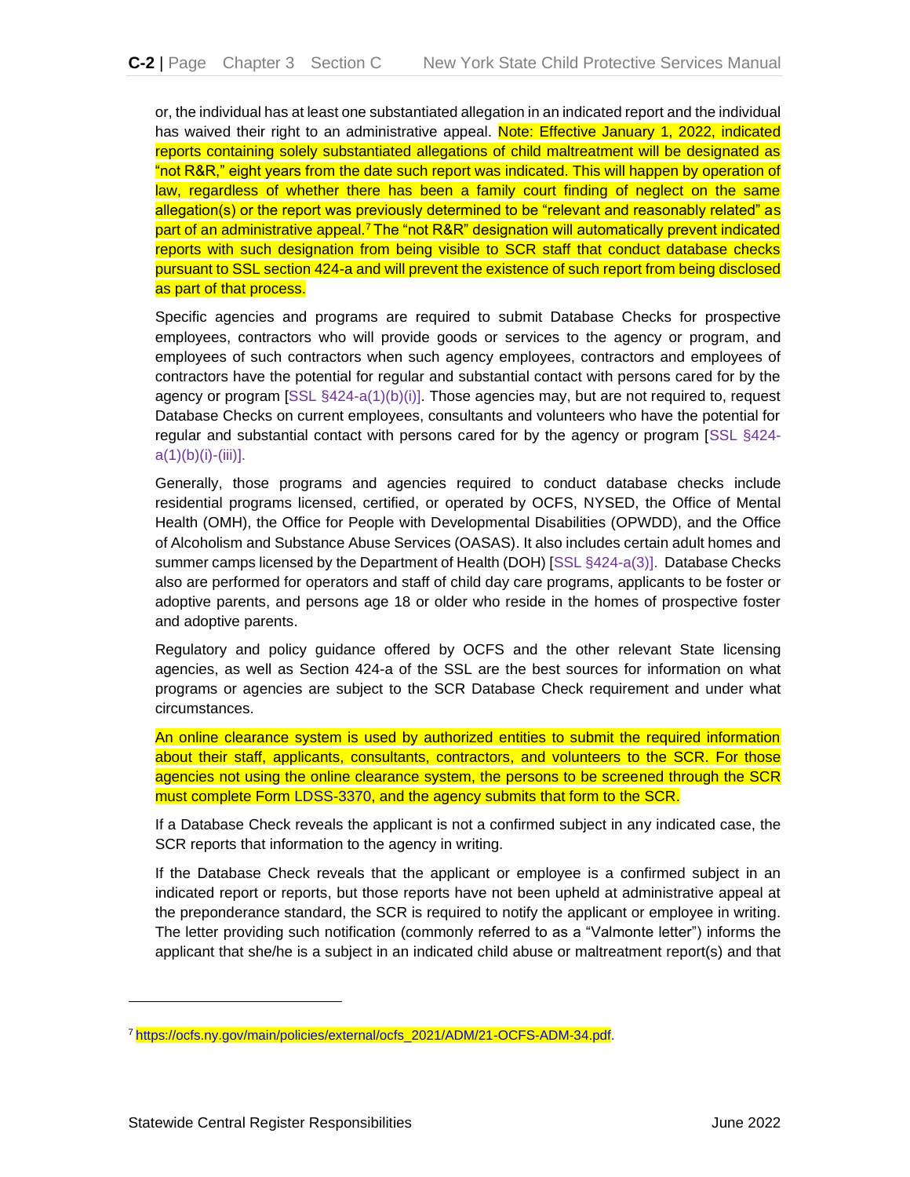or, the individual has at least one substantiated allegation in an indicated report and the individual has waived their right to an administrative appeal. Note: Effective January 1, 2022, indicated reports containing solely substantiated allegations of child maltreatment will be designated as "not R&R," eight years from the date such report was indicated. This will happen by operation of law, regardless of whether there has been a family court finding of neglect on the same allegation(s) or the report was previously determined to be "relevant and reasonably related" as part of an administrative appeal.[7] The "not R&R" designation will automatically prevent indicated reports with such designation from being visible to SCR staff that conduct database checks pursuant to SSL section 424-a and will prevent the existence of such report from being disclosed as part of that process.

Specific agencies and programs are required to submit Database Checks for prospective employees, contractors who will provide goods or services to the agency or program, and employees of such contractors when such agency employees, contractors and employees of contractors have the potential for regular and substantial contact with persons cared for by the agency or program [SSL §424-a(1)(b)(i)]. Those agencies may, but are not required to, request Database Checks on current employees, consultants and volunteers who have the potential for regular and substantial contact with persons cared for by the agency or program [SSL §424-a(1)(b)(i)-(iii)].

Generally, those programs and agencies required to conduct database checks include residential programs licensed, certified, or operated by OCFS, NYSED, the Office of Mental Health (OMH), the Office for People with Developmental Disabilities (OPWDD), and the Office of Alcoholism and Substance Abuse Services (OASAS). It also includes certain adult homes and summer camps licensed by the Department of Health (DOH) [SSL §424-a(3)]. Database Checks also are performed for operators and staff of child day care programs, applicants to be foster or adoptive parents, and persons age 18 or older who reside in the homes of prospective foster and adoptive parents.

Regulatory and policy guidance offered by OCFS and the other relevant State licensing agencies, as well as Section 424-a of the SSL are the best sources for information on what programs or agencies are subject to the SCR Database Check requirement and under what circumstances.

An online clearance system is used by authorized entities to submit the required information about their staff, applicants, consultants, contractors, and volunteers to the SCR. For those agencies not using the online clearance system, the persons to be screened through the SCR must complete Form LDSS-3370, and the agency submits that form to the SCR.

If a Database Check reveals the applicant is not a confirmed subject in any indicated case, the SCR reports that information to the agency in writing.

If the Database Check reveals that the applicant or employee is a confirmed subject in an indicated report or reports, but those reports have not been upheld at administrative appeal at the preponderance standard, the SCR is required to notify the applicant or employee in writing. The letter providing such notification (commonly referred to as a "Valmonte letter") informs the applicant that she/he is a subject in an indicated child abuse or maltreatment report(s) and that

---

[7] https://ocfs.ny.gov/main/policies/external/ocfs_2021/ADM/21-OCFS-ADM-34.pdf.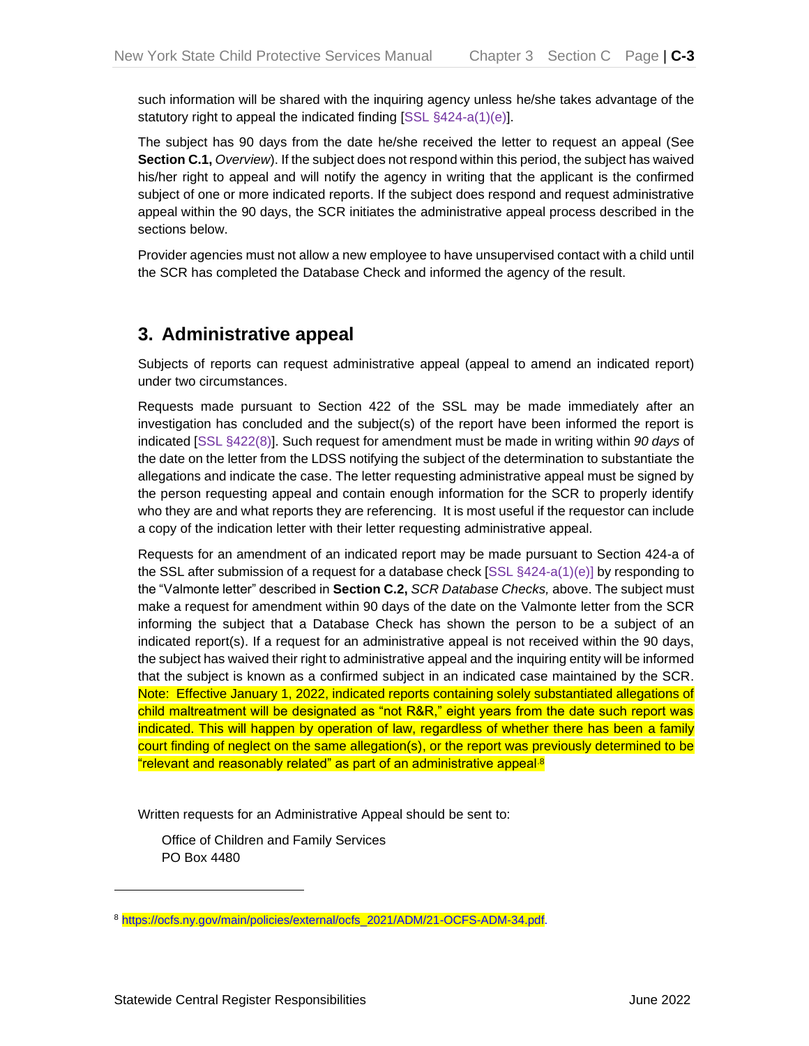such information will be shared with the inquiring agency unless he/she takes advantage of the statutory right to appeal the indicated finding [SSL §424-a(1)(e)].

The subject has 90 days from the date he/she received the letter to request an appeal (See **Section C.1,** *Overview*). If the subject does not respond within this period, the subject has waived his/her right to appeal and will notify the agency in writing that the applicant is the confirmed subject of one or more indicated reports. If the subject does respond and request administrative appeal within the 90 days, the SCR initiates the administrative appeal process described in the sections below.

Provider agencies must not allow a new employee to have unsupervised contact with a child until the SCR has completed the Database Check and informed the agency of the result.

## 3. Administrative appeal

Subjects of reports can request administrative appeal (appeal to amend an indicated report) under two circumstances.

Requests made pursuant to Section 422 of the SSL may be made immediately after an investigation has concluded and the subject(s) of the report have been informed the report is indicated [SSL §422(8)]. Such request for amendment must be made in writing within *90 days* of the date on the letter from the LDSS notifying the subject of the determination to substantiate the allegations and indicate the case. The letter requesting administrative appeal must be signed by the person requesting appeal and contain enough information for the SCR to properly identify who they are and what reports they are referencing. It is most useful if the requestor can include a copy of the indication letter with their letter requesting administrative appeal.

Requests for an amendment of an indicated report may be made pursuant to Section 424-a of the SSL after submission of a request for a database check [SSL §424-a(1)(e)] by responding to the "Valmonte letter" described in **Section C.2,** *SCR Database Checks,* above. The subject must make a request for amendment within 90 days of the date on the Valmonte letter from the SCR informing the subject that a Database Check has shown the person to be a subject of an indicated report(s). If a request for an administrative appeal is not received within the 90 days, the subject has waived their right to administrative appeal and the inquiring entity will be informed that the subject is known as a confirmed subject in an indicated case maintained by the SCR. Note: Effective January 1, 2022, indicated reports containing solely substantiated allegations of child maltreatment will be designated as "not R&R," eight years from the date such report was indicated. This will happen by operation of law, regardless of whether there has been a family court finding of neglect on the same allegation(s), or the report was previously determined to be "relevant and reasonably related" as part of an administrative appeal.[8]

Written requests for an Administrative Appeal should be sent to:

Office of Children and Family Services
PO Box 4480

[8] https://ocfs.ny.gov/main/policies/external/ocfs_2021/ADM/21-OCFS-ADM-34.pdf.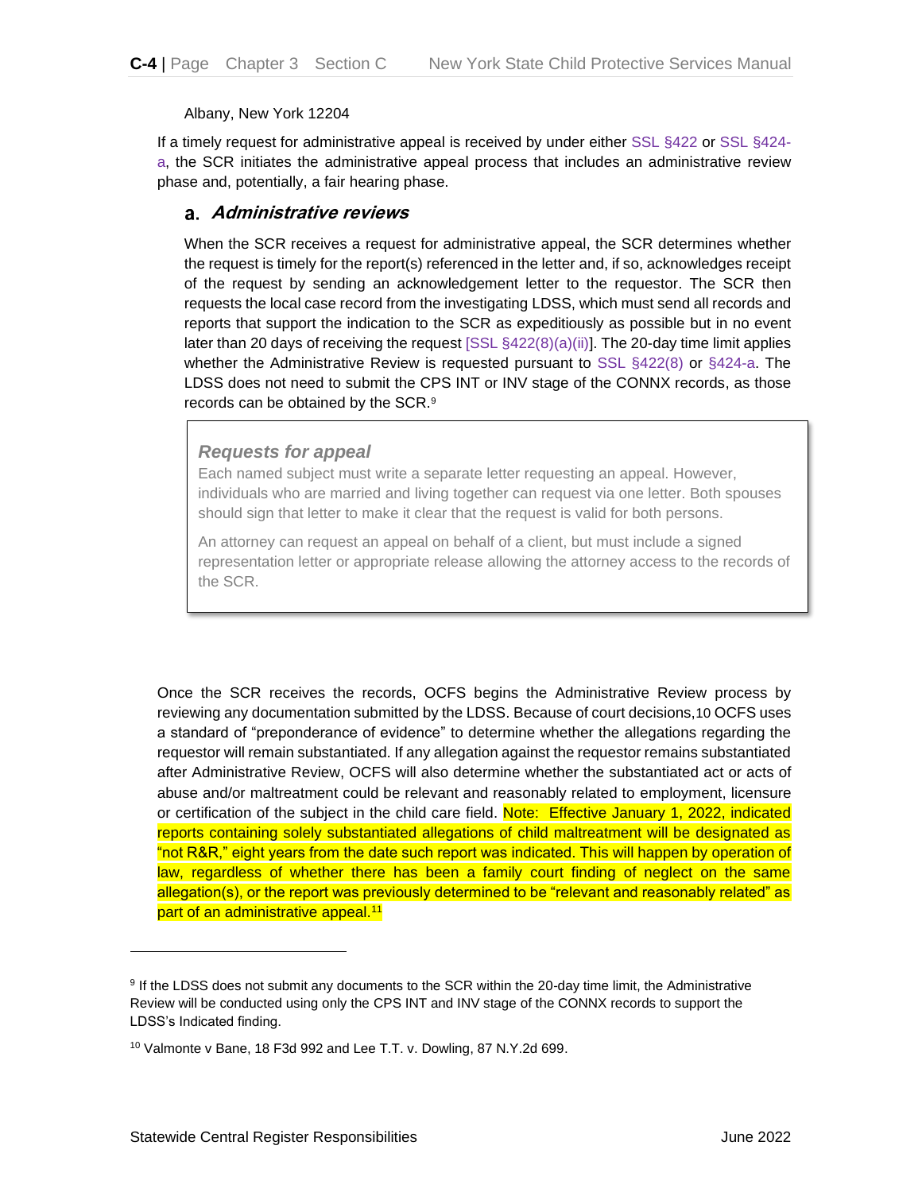Albany, New York 12204

If a timely request for administrative appeal is received by under either SSL §422 or SSL §424-a, the SCR initiates the administrative appeal process that includes an administrative review phase and, potentially, a fair hearing phase.

### a. *Administrative reviews*

When the SCR receives a request for administrative appeal, the SCR determines whether the request is timely for the report(s) referenced in the letter and, if so, acknowledges receipt of the request by sending an acknowledgement letter to the requestor. The SCR then requests the local case record from the investigating LDSS, which must send all records and reports that support the indication to the SCR as expeditiously as possible but in no event later than 20 days of receiving the request [SSL §422(8)(a)(ii)]. The 20-day time limit applies whether the Administrative Review is requested pursuant to SSL §422(8) or §424-a. The LDSS does not need to submit the CPS INT or INV stage of the CONNX records, as those records can be obtained by the SCR.[9]

> ***Requests for appeal***
>
> Each named subject must write a separate letter requesting an appeal. However, individuals who are married and living together can request via one letter. Both spouses should sign that letter to make it clear that the request is valid for both persons.
>
> An attorney can request an appeal on behalf of a client, but must include a signed representation letter or appropriate release allowing the attorney access to the records of the SCR.

Once the SCR receives the records, OCFS begins the Administrative Review process by reviewing any documentation submitted by the LDSS. Because of court decisions,10 OCFS uses a standard of "preponderance of evidence" to determine whether the allegations regarding the requestor will remain substantiated. If any allegation against the requestor remains substantiated after Administrative Review, OCFS will also determine whether the substantiated act or acts of abuse and/or maltreatment could be relevant and reasonably related to employment, licensure or certification of the subject in the child care field. Note: Effective January 1, 2022, indicated reports containing solely substantiated allegations of child maltreatment will be designated as "not R&R," eight years from the date such report was indicated. This will happen by operation of law, regardless of whether there has been a family court finding of neglect on the same allegation(s), or the report was previously determined to be "relevant and reasonably related" as part of an administrative appeal.[11]

---

[9] If the LDSS does not submit any documents to the SCR within the 20-day time limit, the Administrative Review will be conducted using only the CPS INT and INV stage of the CONNX records to support the LDSS's Indicated finding.

[10] Valmonte v Bane, 18 F3d 992 and Lee T.T. v. Dowling, 87 N.Y.2d 699.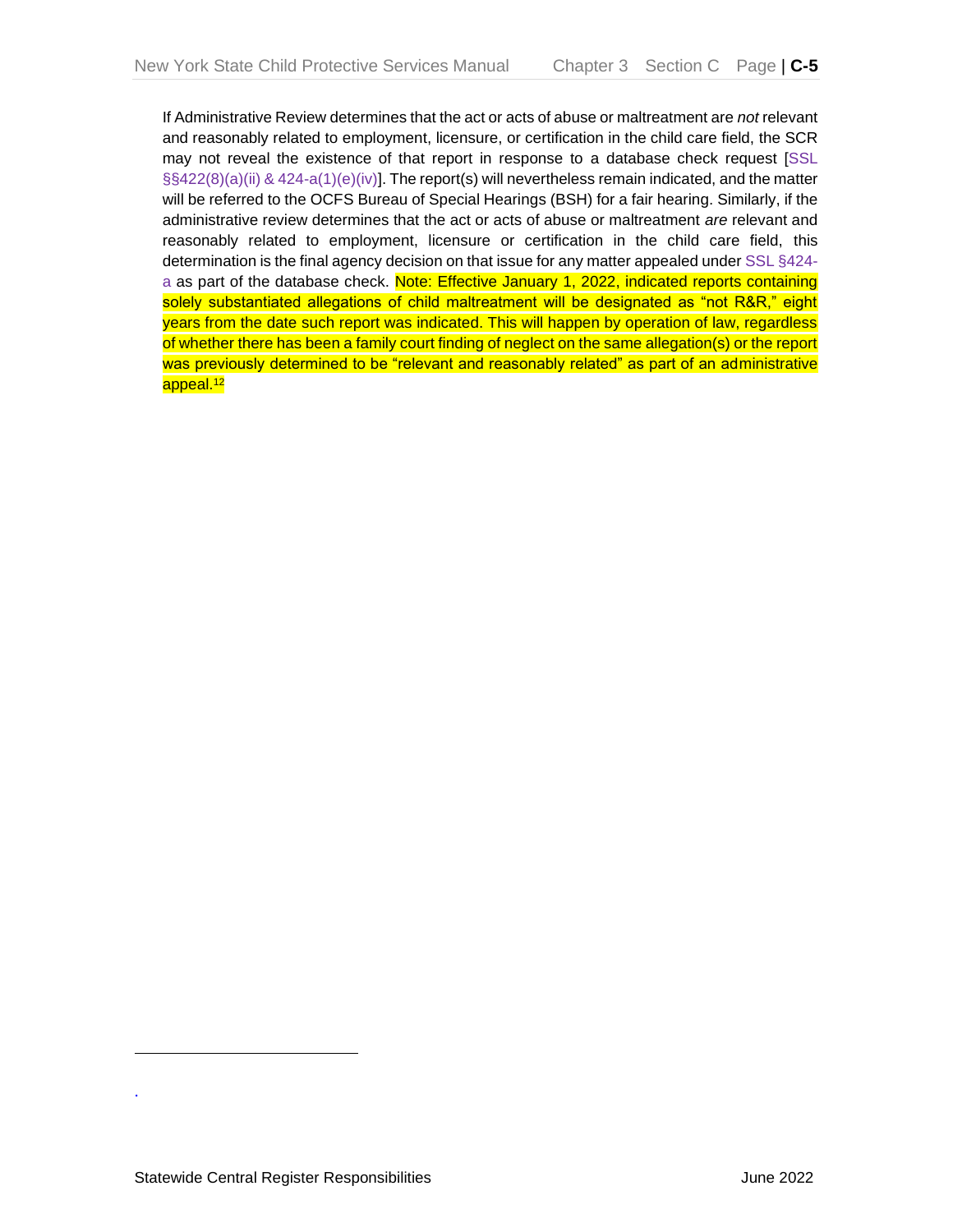If Administrative Review determines that the act or acts of abuse or maltreatment are *not* relevant and reasonably related to employment, licensure, or certification in the child care field, the SCR may not reveal the existence of that report in response to a database check request [SSL §§422(8)(a)(ii) & 424-a(1)(e)(iv)]. The report(s) will nevertheless remain indicated, and the matter will be referred to the OCFS Bureau of Special Hearings (BSH) for a fair hearing. Similarly, if the administrative review determines that the act or acts of abuse or maltreatment *are* relevant and reasonably related to employment, licensure or certification in the child care field, this determination is the final agency decision on that issue for any matter appealed under SSL §424-a as part of the database check. Note: Effective January 1, 2022, indicated reports containing solely substantiated allegations of child maltreatment will be designated as "not R&R," eight years from the date such report was indicated. This will happen by operation of law, regardless of whether there has been a family court finding of neglect on the same allegation(s) or the report was previously determined to be "relevant and reasonably related" as part of an administrative appeal.[12]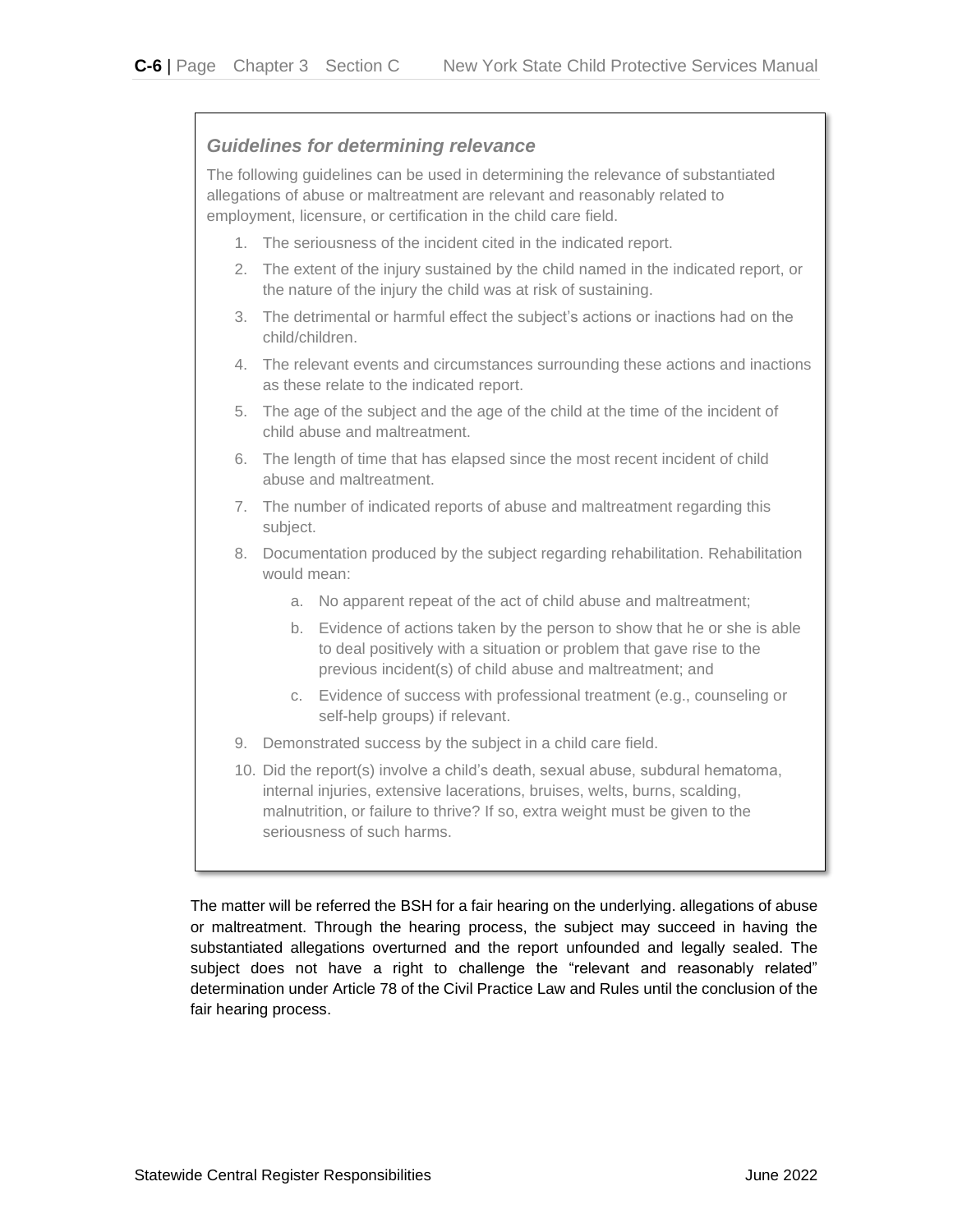### *Guidelines for determining relevance*

The following guidelines can be used in determining the relevance of substantiated allegations of abuse or maltreatment are relevant and reasonably related to employment, licensure, or certification in the child care field.

1. The seriousness of the incident cited in the indicated report.
2. The extent of the injury sustained by the child named in the indicated report, or the nature of the injury the child was at risk of sustaining.
3. The detrimental or harmful effect the subject's actions or inactions had on the child/children.
4. The relevant events and circumstances surrounding these actions and inactions as these relate to the indicated report.
5. The age of the subject and the age of the child at the time of the incident of child abuse and maltreatment.
6. The length of time that has elapsed since the most recent incident of child abuse and maltreatment.
7. The number of indicated reports of abuse and maltreatment regarding this subject.
8. Documentation produced by the subject regarding rehabilitation. Rehabilitation would mean:
   a. No apparent repeat of the act of child abuse and maltreatment;
   b. Evidence of actions taken by the person to show that he or she is able to deal positively with a situation or problem that gave rise to the previous incident(s) of child abuse and maltreatment; and
   c. Evidence of success with professional treatment (e.g., counseling or self-help groups) if relevant.
9. Demonstrated success by the subject in a child care field.
10. Did the report(s) involve a child's death, sexual abuse, subdural hematoma, internal injuries, extensive lacerations, bruises, welts, burns, scalding, malnutrition, or failure to thrive? If so, extra weight must be given to the seriousness of such harms.

The matter will be referred the BSH for a fair hearing on the underlying. allegations of abuse or maltreatment. Through the hearing process, the subject may succeed in having the substantiated allegations overturned and the report unfounded and legally sealed. The subject does not have a right to challenge the "relevant and reasonably related" determination under Article 78 of the Civil Practice Law and Rules until the conclusion of the fair hearing process.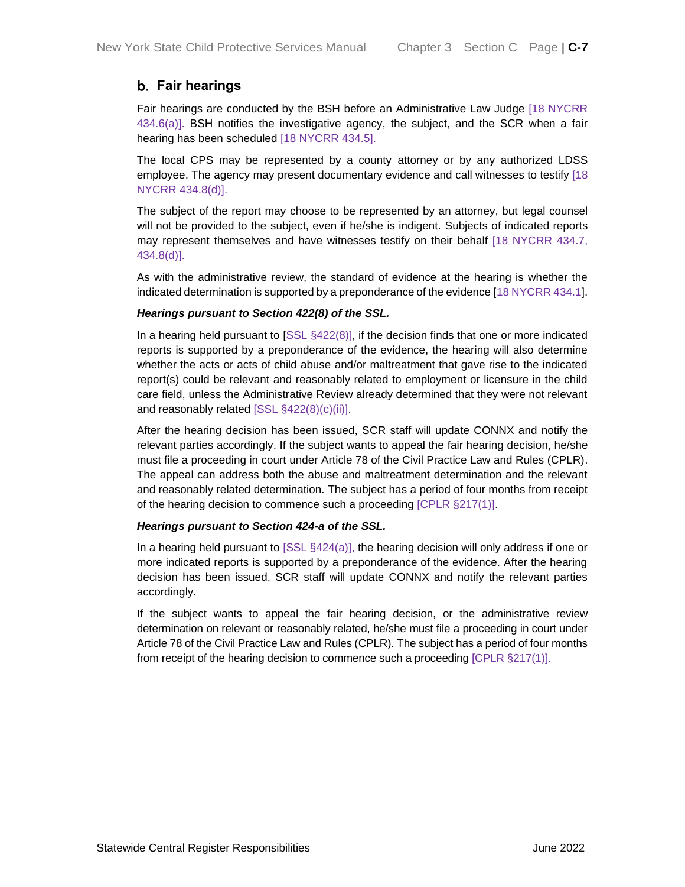## b. Fair hearings

Fair hearings are conducted by the BSH before an Administrative Law Judge [18 NYCRR 434.6(a)]. BSH notifies the investigative agency, the subject, and the SCR when a fair hearing has been scheduled [18 NYCRR 434.5].

The local CPS may be represented by a county attorney or by any authorized LDSS employee. The agency may present documentary evidence and call witnesses to testify [18 NYCRR 434.8(d)].

The subject of the report may choose to be represented by an attorney, but legal counsel will not be provided to the subject, even if he/she is indigent. Subjects of indicated reports may represent themselves and have witnesses testify on their behalf [18 NYCRR 434.7, 434.8(d)].

As with the administrative review, the standard of evidence at the hearing is whether the indicated determination is supported by a preponderance of the evidence [18 NYCRR 434.1].

***Hearings pursuant to Section 422(8) of the SSL.***

In a hearing held pursuant to [SSL §422(8)], if the decision finds that one or more indicated reports is supported by a preponderance of the evidence, the hearing will also determine whether the acts or acts of child abuse and/or maltreatment that gave rise to the indicated report(s) could be relevant and reasonably related to employment or licensure in the child care field, unless the Administrative Review already determined that they were not relevant and reasonably related [SSL §422(8)(c)(ii)].

After the hearing decision has been issued, SCR staff will update CONNX and notify the relevant parties accordingly. If the subject wants to appeal the fair hearing decision, he/she must file a proceeding in court under Article 78 of the Civil Practice Law and Rules (CPLR). The appeal can address both the abuse and maltreatment determination and the relevant and reasonably related determination. The subject has a period of four months from receipt of the hearing decision to commence such a proceeding [CPLR §217(1)].

***Hearings pursuant to Section 424-a of the SSL.***

In a hearing held pursuant to [SSL §424(a)], the hearing decision will only address if one or more indicated reports is supported by a preponderance of the evidence. After the hearing decision has been issued, SCR staff will update CONNX and notify the relevant parties accordingly.

If the subject wants to appeal the fair hearing decision, or the administrative review determination on relevant or reasonably related, he/she must file a proceeding in court under Article 78 of the Civil Practice Law and Rules (CPLR). The subject has a period of four months from receipt of the hearing decision to commence such a proceeding [CPLR §217(1)].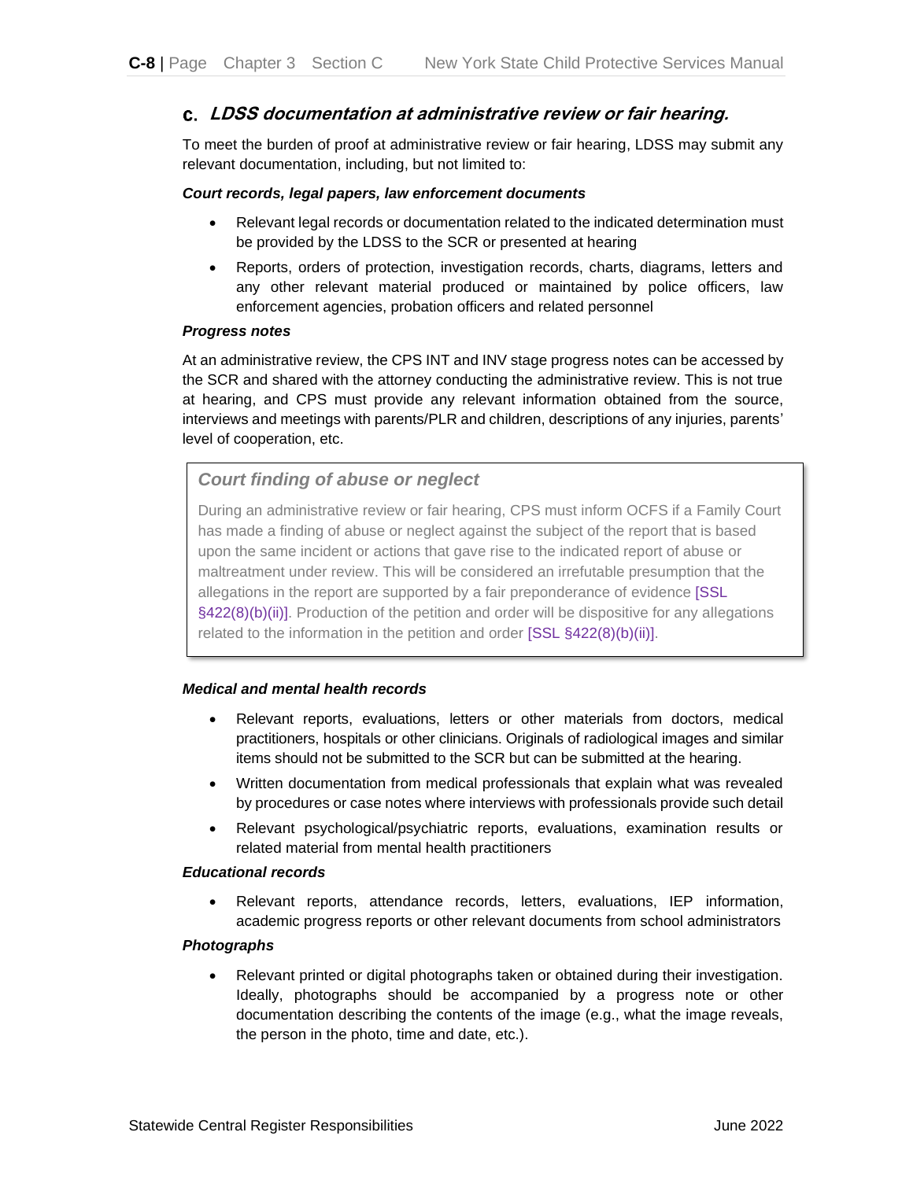### c. *LDSS documentation at administrative review or fair hearing.*

To meet the burden of proof at administrative review or fair hearing, LDSS may submit any relevant documentation, including, but not limited to:

***Court records, legal papers, law enforcement documents***

- Relevant legal records or documentation related to the indicated determination must be provided by the LDSS to the SCR or presented at hearing
- Reports, orders of protection, investigation records, charts, diagrams, letters and any other relevant material produced or maintained by police officers, law enforcement agencies, probation officers and related personnel

***Progress notes***

At an administrative review, the CPS INT and INV stage progress notes can be accessed by the SCR and shared with the attorney conducting the administrative review. This is not true at hearing, and CPS must provide any relevant information obtained from the source, interviews and meetings with parents/PLR and children, descriptions of any injuries, parents' level of cooperation, etc.

> ***Court finding of abuse or neglect***
>
> During an administrative review or fair hearing, CPS must inform OCFS if a Family Court has made a finding of abuse or neglect against the subject of the report that is based upon the same incident or actions that gave rise to the indicated report of abuse or maltreatment under review. This will be considered an irrefutable presumption that the allegations in the report are supported by a fair preponderance of evidence [SSL §422(8)(b)(ii)]. Production of the petition and order will be dispositive for any allegations related to the information in the petition and order [SSL §422(8)(b)(ii)].

***Medical and mental health records***

- Relevant reports, evaluations, letters or other materials from doctors, medical practitioners, hospitals or other clinicians. Originals of radiological images and similar items should not be submitted to the SCR but can be submitted at the hearing.
- Written documentation from medical professionals that explain what was revealed by procedures or case notes where interviews with professionals provide such detail
- Relevant psychological/psychiatric reports, evaluations, examination results or related material from mental health practitioners

***Educational records***

- Relevant reports, attendance records, letters, evaluations, IEP information, academic progress reports or other relevant documents from school administrators

***Photographs***

- Relevant printed or digital photographs taken or obtained during their investigation. Ideally, photographs should be accompanied by a progress note or other documentation describing the contents of the image (e.g., what the image reveals, the person in the photo, time and date, etc.).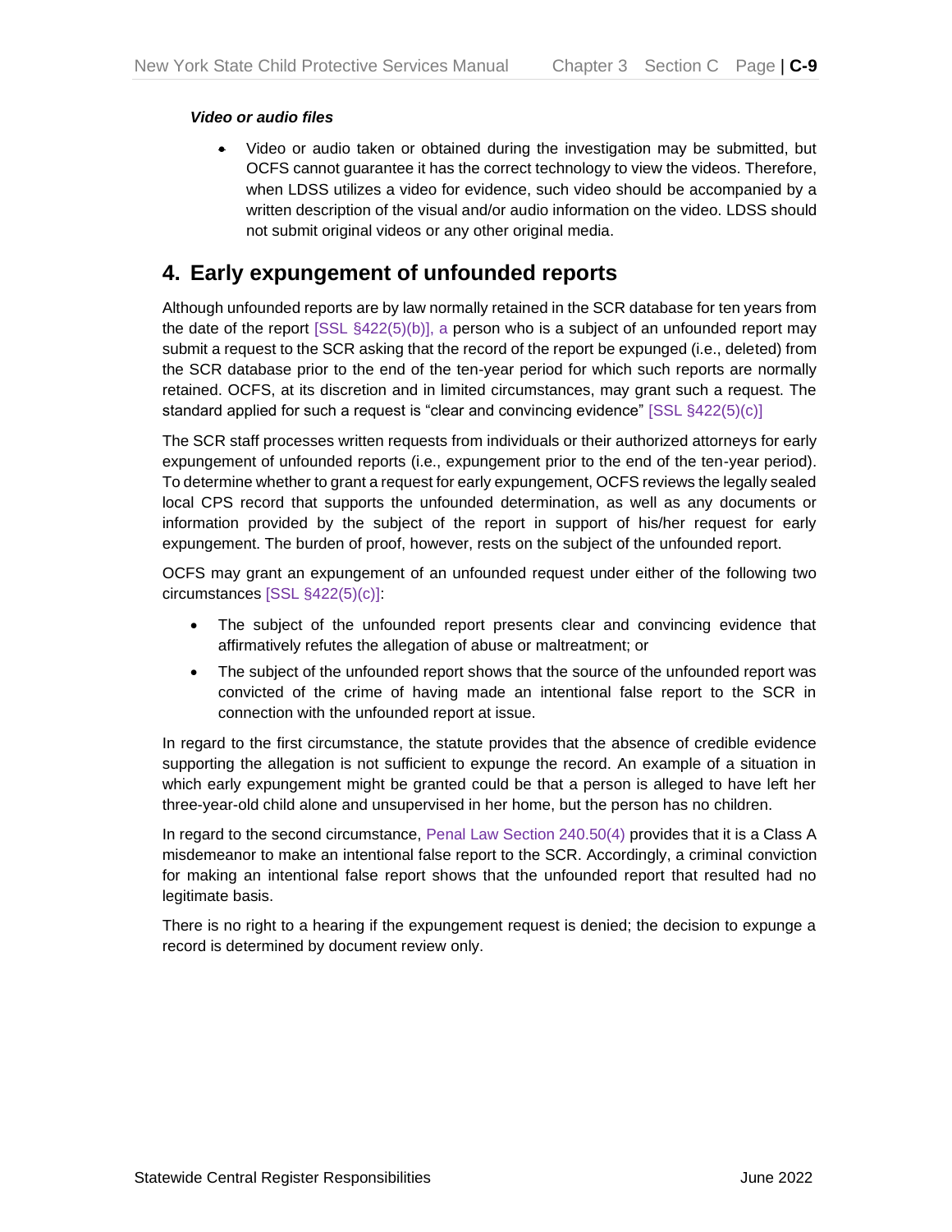***Video or audio files***

- Video or audio taken or obtained during the investigation may be submitted, but OCFS cannot guarantee it has the correct technology to view the videos. Therefore, when LDSS utilizes a video for evidence, such video should be accompanied by a written description of the visual and/or audio information on the video. LDSS should not submit original videos or any other original media.

## 4. Early expungement of unfounded reports

Although unfounded reports are by law normally retained in the SCR database for ten years from the date of the report [SSL §422(5)(b)], a person who is a subject of an unfounded report may submit a request to the SCR asking that the record of the report be expunged (i.e., deleted) from the SCR database prior to the end of the ten-year period for which such reports are normally retained. OCFS, at its discretion and in limited circumstances, may grant such a request. The standard applied for such a request is "clear and convincing evidence" [SSL §422(5)(c)]

The SCR staff processes written requests from individuals or their authorized attorneys for early expungement of unfounded reports (i.e., expungement prior to the end of the ten-year period). To determine whether to grant a request for early expungement, OCFS reviews the legally sealed local CPS record that supports the unfounded determination, as well as any documents or information provided by the subject of the report in support of his/her request for early expungement. The burden of proof, however, rests on the subject of the unfounded report.

OCFS may grant an expungement of an unfounded request under either of the following two circumstances [SSL §422(5)(c)]:

- The subject of the unfounded report presents clear and convincing evidence that affirmatively refutes the allegation of abuse or maltreatment; or
- The subject of the unfounded report shows that the source of the unfounded report was convicted of the crime of having made an intentional false report to the SCR in connection with the unfounded report at issue.

In regard to the first circumstance, the statute provides that the absence of credible evidence supporting the allegation is not sufficient to expunge the record. An example of a situation in which early expungement might be granted could be that a person is alleged to have left her three-year-old child alone and unsupervised in her home, but the person has no children.

In regard to the second circumstance, Penal Law Section 240.50(4) provides that it is a Class A misdemeanor to make an intentional false report to the SCR. Accordingly, a criminal conviction for making an intentional false report shows that the unfounded report that resulted had no legitimate basis.

There is no right to a hearing if the expungement request is denied; the decision to expunge a record is determined by document review only.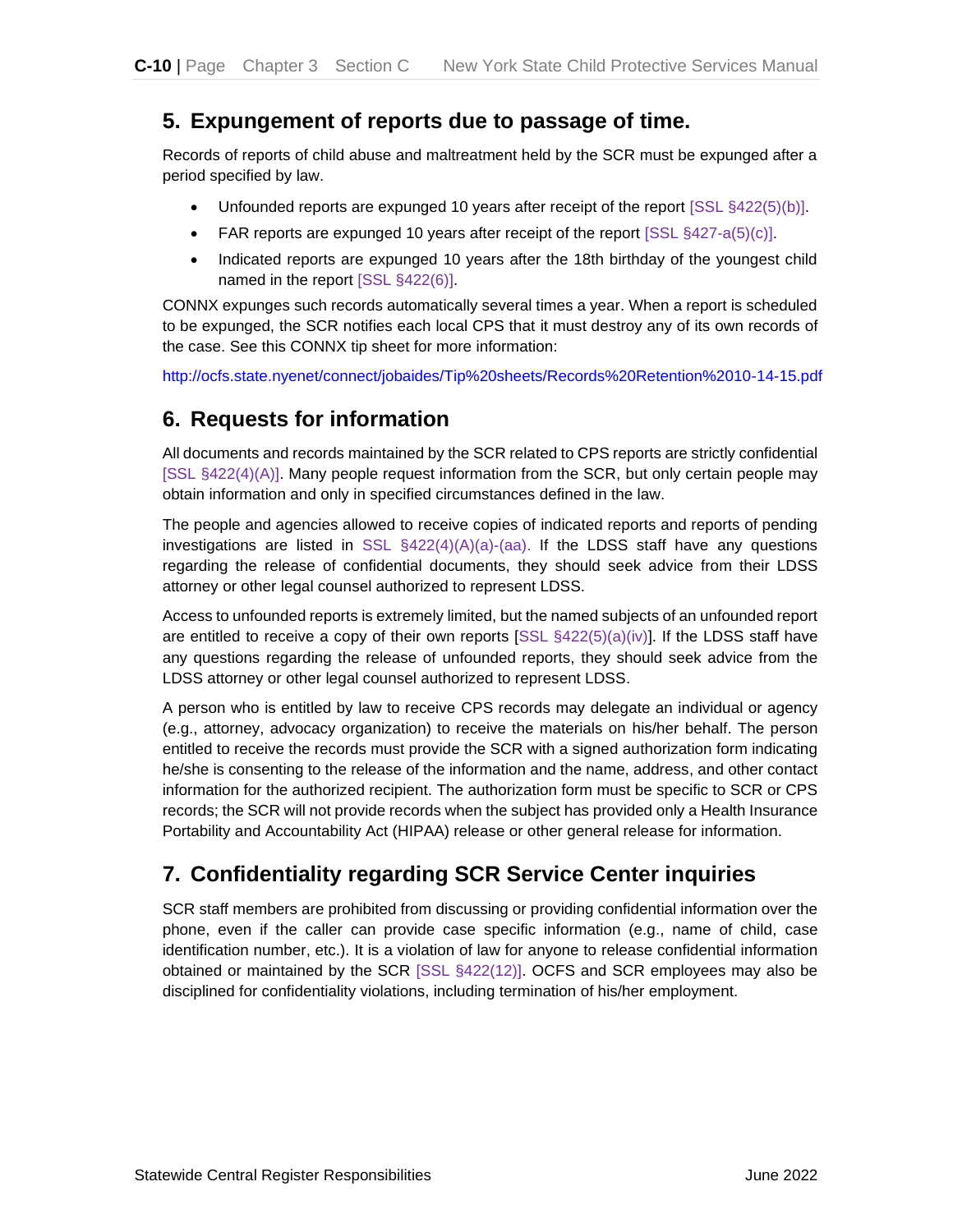## 5. Expungement of reports due to passage of time.

Records of reports of child abuse and maltreatment held by the SCR must be expunged after a period specified by law.

- Unfounded reports are expunged 10 years after receipt of the report [SSL §422(5)(b)].
- FAR reports are expunged 10 years after receipt of the report [SSL §427-a(5)(c)].
- Indicated reports are expunged 10 years after the 18th birthday of the youngest child named in the report [SSL §422(6)].

CONNX expunges such records automatically several times a year. When a report is scheduled to be expunged, the SCR notifies each local CPS that it must destroy any of its own records of the case. See this CONNX tip sheet for more information:

http://ocfs.state.nyenet/connect/jobaides/Tip%20sheets/Records%20Retention%2010-14-15.pdf

## 6. Requests for information

All documents and records maintained by the SCR related to CPS reports are strictly confidential [SSL §422(4)(A)]. Many people request information from the SCR, but only certain people may obtain information and only in specified circumstances defined in the law.

The people and agencies allowed to receive copies of indicated reports and reports of pending investigations are listed in SSL §422(4)(A)(a)-(aa). If the LDSS staff have any questions regarding the release of confidential documents, they should seek advice from their LDSS attorney or other legal counsel authorized to represent LDSS.

Access to unfounded reports is extremely limited, but the named subjects of an unfounded report are entitled to receive a copy of their own reports [SSL §422(5)(a)(iv)]. If the LDSS staff have any questions regarding the release of unfounded reports, they should seek advice from the LDSS attorney or other legal counsel authorized to represent LDSS.

A person who is entitled by law to receive CPS records may delegate an individual or agency (e.g., attorney, advocacy organization) to receive the materials on his/her behalf. The person entitled to receive the records must provide the SCR with a signed authorization form indicating he/she is consenting to the release of the information and the name, address, and other contact information for the authorized recipient. The authorization form must be specific to SCR or CPS records; the SCR will not provide records when the subject has provided only a Health Insurance Portability and Accountability Act (HIPAA) release or other general release for information.

## 7. Confidentiality regarding SCR Service Center inquiries

SCR staff members are prohibited from discussing or providing confidential information over the phone, even if the caller can provide case specific information (e.g., name of child, case identification number, etc.). It is a violation of law for anyone to release confidential information obtained or maintained by the SCR [SSL §422(12)]. OCFS and SCR employees may also be disciplined for confidentiality violations, including termination of his/her employment.